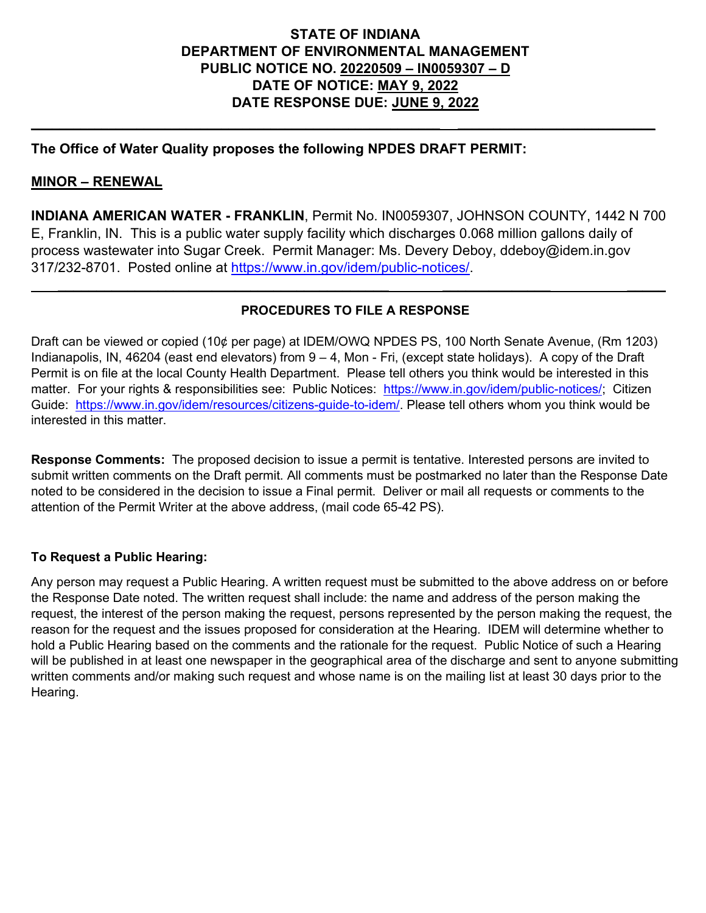# STATE OF INDIANA
# DEPARTMENT OF ENVIRONMENTAL MANAGEMENT
# PUBLIC NOTICE NO. 20220509 – IN0059307 – D
# DATE OF NOTICE: MAY 9, 2022
# DATE RESPONSE DUE: JUNE 9, 2022

---

**The Office of Water Quality proposes the following NPDES DRAFT PERMIT:**

**MINOR – RENEWAL**

**INDIANA AMERICAN WATER - FRANKLIN**, Permit No. IN0059307, JOHNSON COUNTY, 1442 N 700 E, Franklin, IN. This is a public water supply facility which discharges 0.068 million gallons daily of process wastewater into Sugar Creek. Permit Manager: Ms. Devery Deboy, ddeboy@idem.in.gov 317/232-8701. Posted online at https://www.in.gov/idem/public-notices/.

---

## PROCEDURES TO FILE A RESPONSE

Draft can be viewed or copied (10¢ per page) at IDEM/OWQ NPDES PS, 100 North Senate Avenue, (Rm 1203) Indianapolis, IN, 46204 (east end elevators) from 9 – 4, Mon - Fri, (except state holidays). A copy of the Draft Permit is on file at the local County Health Department. Please tell others you think would be interested in this matter. For your rights & responsibilities see: Public Notices: https://www.in.gov/idem/public-notices/; Citizen Guide: https://www.in.gov/idem/resources/citizens-guide-to-idem/. Please tell others whom you think would be interested in this matter.

**Response Comments:** The proposed decision to issue a permit is tentative. Interested persons are invited to submit written comments on the Draft permit. All comments must be postmarked no later than the Response Date noted to be considered in the decision to issue a Final permit. Deliver or mail all requests or comments to the attention of the Permit Writer at the above address, (mail code 65-42 PS).

**To Request a Public Hearing:**

Any person may request a Public Hearing. A written request must be submitted to the above address on or before the Response Date noted. The written request shall include: the name and address of the person making the request, the interest of the person making the request, persons represented by the person making the request, the reason for the request and the issues proposed for consideration at the Hearing. IDEM will determine whether to hold a Public Hearing based on the comments and the rationale for the request. Public Notice of such a Hearing will be published in at least one newspaper in the geographical area of the discharge and sent to anyone submitting written comments and/or making such request and whose name is on the mailing list at least 30 days prior to the Hearing.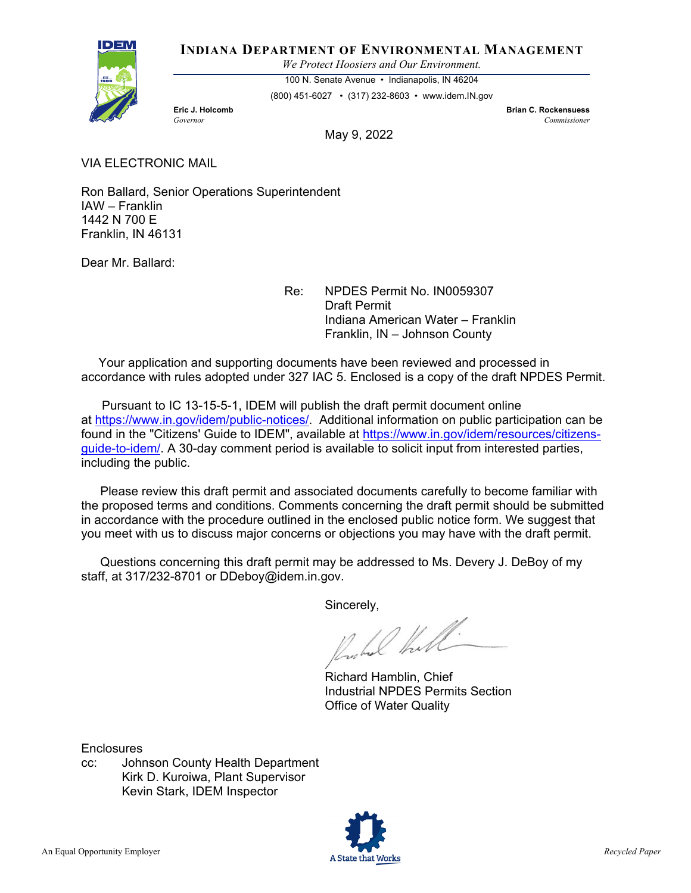**INDIANA DEPARTMENT OF ENVIRONMENTAL MANAGEMENT**

*We Protect Hoosiers and Our Environment.*

100 N. Senate Avenue • Indianapolis, IN 46204

(800) 451-6027 • (317) 232-8603 • www.idem.IN.gov

**Eric J. Holcomb**
*Governor*

**Brian C. Rockensuess**
*Commissioner*

May 9, 2022

VIA ELECTRONIC MAIL

Ron Ballard, Senior Operations Superintendent
IAW – Franklin
1442 N 700 E
Franklin, IN 46131

Dear Mr. Ballard:

Re: NPDES Permit No. IN0059307
Draft Permit
Indiana American Water – Franklin
Franklin, IN – Johnson County

Your application and supporting documents have been reviewed and processed in accordance with rules adopted under 327 IAC 5. Enclosed is a copy of the draft NPDES Permit.

Pursuant to IC 13-15-5-1, IDEM will publish the draft permit document online at https://www.in.gov/idem/public-notices/. Additional information on public participation can be found in the "Citizens' Guide to IDEM", available at https://www.in.gov/idem/resources/citizens-guide-to-idem/. A 30-day comment period is available to solicit input from interested parties, including the public.

Please review this draft permit and associated documents carefully to become familiar with the proposed terms and conditions. Comments concerning the draft permit should be submitted in accordance with the procedure outlined in the enclosed public notice form. We suggest that you meet with us to discuss major concerns or objections you may have with the draft permit.

Questions concerning this draft permit may be addressed to Ms. Devery J. DeBoy of my staff, at 317/232-8701 or DDeboy@idem.in.gov.

Sincerely,

Richard Hamblin, Chief
Industrial NPDES Permits Section
Office of Water Quality

Enclosures

cc: Johnson County Health Department
Kirk D. Kuroiwa, Plant Supervisor
Kevin Stark, IDEM Inspector

An Equal Opportunity Employer

A State that Works

*Recycled Paper*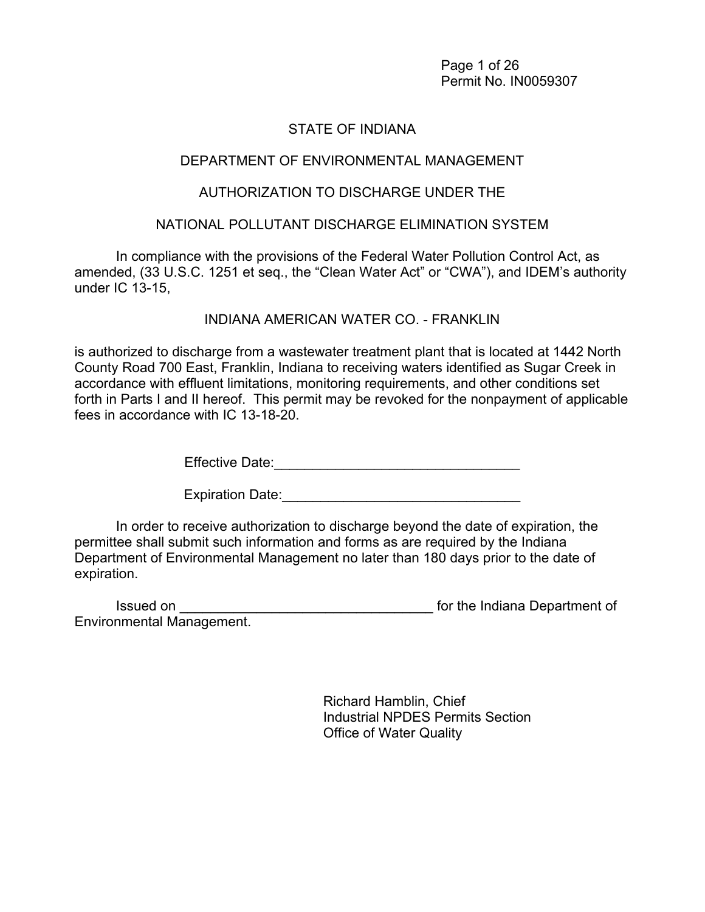Permit No. IN0059307

STATE OF INDIANA

DEPARTMENT OF ENVIRONMENTAL MANAGEMENT

AUTHORIZATION TO DISCHARGE UNDER THE

NATIONAL POLLUTANT DISCHARGE ELIMINATION SYSTEM

In compliance with the provisions of the Federal Water Pollution Control Act, as amended, (33 U.S.C. 1251 et seq., the "Clean Water Act" or "CWA"), and IDEM's authority under IC 13-15,

INDIANA AMERICAN WATER CO. - FRANKLIN

is authorized to discharge from a wastewater treatment plant that is located at 1442 North County Road 700 East, Franklin, Indiana to receiving waters identified as Sugar Creek in accordance with effluent limitations, monitoring requirements, and other conditions set forth in Parts I and II hereof. This permit may be revoked for the nonpayment of applicable fees in accordance with IC 13-18-20.

Effective Date:________________________________

Expiration Date:_______________________________

In order to receive authorization to discharge beyond the date of expiration, the permittee shall submit such information and forms as are required by the Indiana Department of Environmental Management no later than 180 days prior to the date of expiration.

Issued on _________________________________ for the Indiana Department of Environmental Management.

Richard Hamblin, Chief
Industrial NPDES Permits Section
Office of Water Quality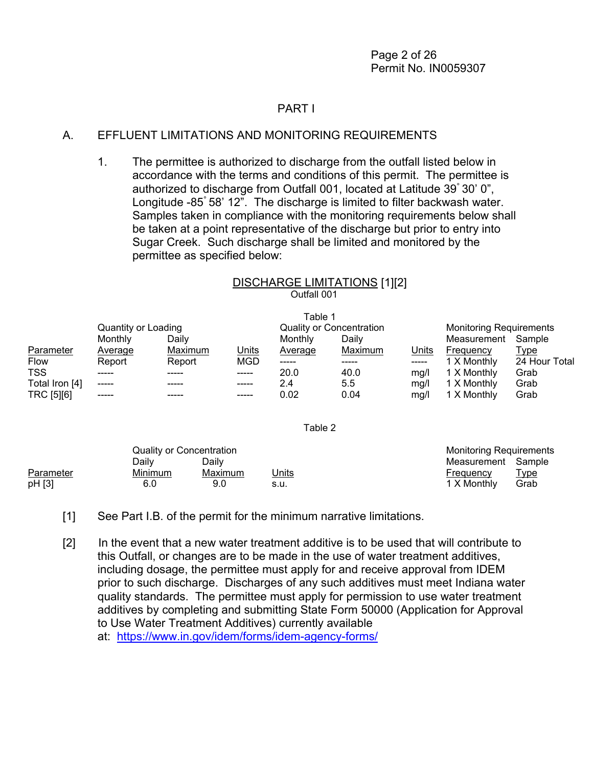## PART I

### A. EFFLUENT LIMITATIONS AND MONITORING REQUIREMENTS

1. The permittee is authorized to discharge from the outfall listed below in accordance with the terms and conditions of this permit. The permittee is authorized to discharge from Outfall 001, located at Latitude 39˚ 30' 0", Longitude -85˚ 58' 12". The discharge is limited to filter backwash water. Samples taken in compliance with the monitoring requirements below shall be taken at a point representative of the discharge but prior to entry into Sugar Creek. Such discharge shall be limited and monitored by the permittee as specified below:

**DISCHARGE LIMITATIONS** [1][2]
Outfall 001

Table 1

| | Quantity or Loading | | | Quality or Concentration | | | Monitoring Requirements | |
|---|---|---|---|---|---|---|---|---|
| Parameter | Monthly Average | Daily Maximum | Units | Monthly Average | Daily Maximum | Units | Measurement Frequency | Sample Type |
| Flow | Report | Report | MGD | ----- | ----- | ----- | 1 X Monthly | 24 Hour Total |
| TSS | ----- | ----- | ----- | 20.0 | 40.0 | mg/l | 1 X Monthly | Grab |
| Total Iron [4] | ----- | ----- | ----- | 2.4 | 5.5 | mg/l | 1 X Monthly | Grab |
| TRC [5][6] | ----- | ----- | ----- | 0.02 | 0.04 | mg/l | 1 X Monthly | Grab |

Table 2

| | Quality or Concentration | | | Monitoring Requirements | |
|---|---|---|---|---|---|
| Parameter | Daily Minimum | Daily Maximum | Units | Measurement Frequency | Sample Type |
| pH [3] | 6.0 | 9.0 | s.u. | 1 X Monthly | Grab |

[1] See Part I.B. of the permit for the minimum narrative limitations.

[2] In the event that a new water treatment additive is to be used that will contribute to this Outfall, or changes are to be made in the use of water treatment additives, including dosage, the permittee must apply for and receive approval from IDEM prior to such discharge. Discharges of any such additives must meet Indiana water quality standards. The permittee must apply for permission to use water treatment additives by completing and submitting State Form 50000 (Application for Approval to Use Water Treatment Additives) currently available at: https://www.in.gov/idem/forms/idem-agency-forms/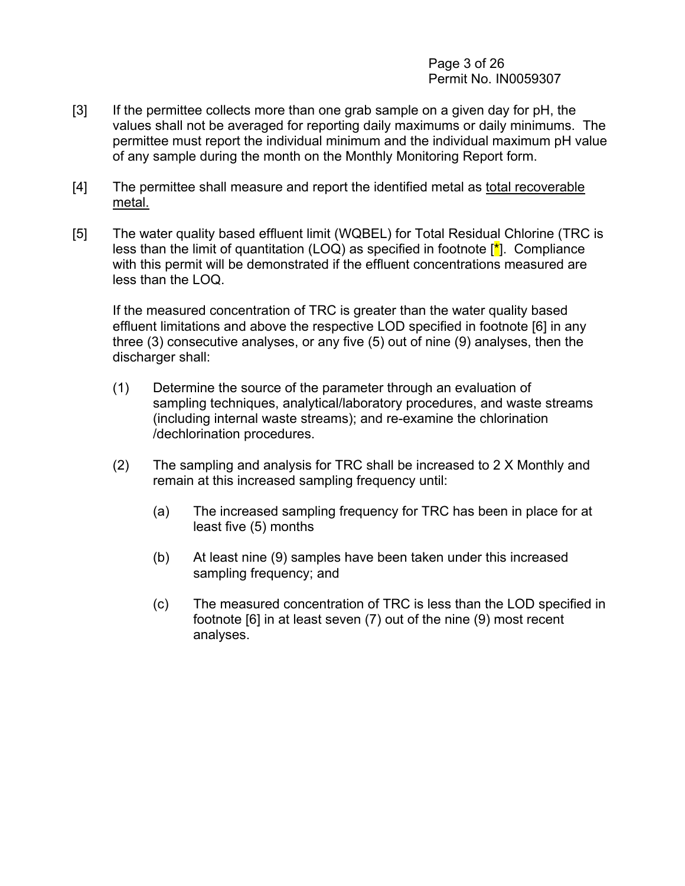[3] If the permittee collects more than one grab sample on a given day for pH, the values shall not be averaged for reporting daily maximums or daily minimums. The permittee must report the individual minimum and the individual maximum pH value of any sample during the month on the Monthly Monitoring Report form.

[4] The permittee shall measure and report the identified metal as total recoverable metal.

[5] The water quality based effluent limit (WQBEL) for Total Residual Chlorine (TRC is less than the limit of quantitation (LOQ) as specified in footnote [*]. Compliance with this permit will be demonstrated if the effluent concentrations measured are less than the LOQ.

If the measured concentration of TRC is greater than the water quality based effluent limitations and above the respective LOD specified in footnote [6] in any three (3) consecutive analyses, or any five (5) out of nine (9) analyses, then the discharger shall:

(1) Determine the source of the parameter through an evaluation of sampling techniques, analytical/laboratory procedures, and waste streams (including internal waste streams); and re-examine the chlorination /dechlorination procedures.

(2) The sampling and analysis for TRC shall be increased to 2 X Monthly and remain at this increased sampling frequency until:

(a) The increased sampling frequency for TRC has been in place for at least five (5) months

(b) At least nine (9) samples have been taken under this increased sampling frequency; and

(c) The measured concentration of TRC is less than the LOD specified in footnote [6] in at least seven (7) out of the nine (9) most recent analyses.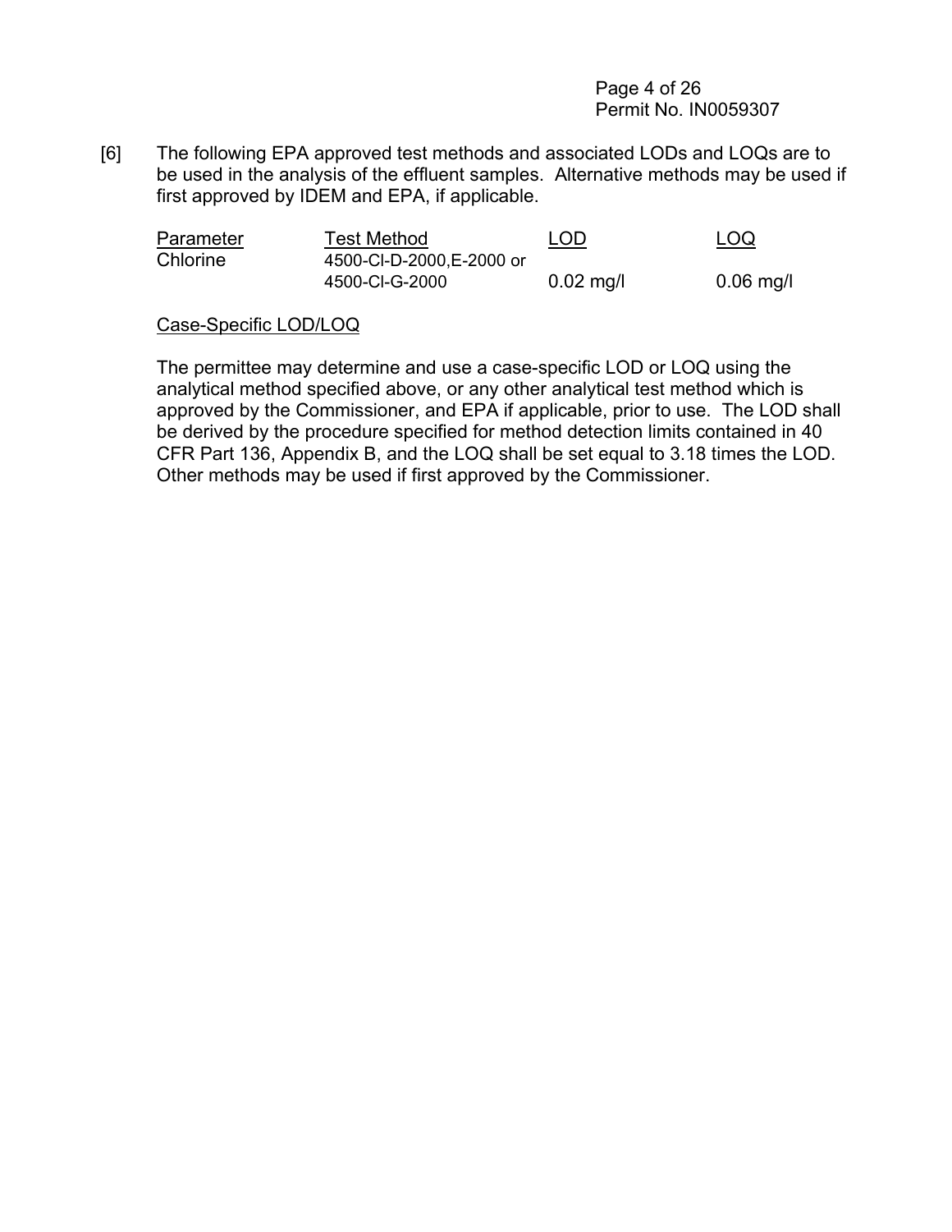[6] The following EPA approved test methods and associated LODs and LOQs are to be used in the analysis of the effluent samples. Alternative methods may be used if first approved by IDEM and EPA, if applicable.

| Parameter | Test Method | LOD | LOQ |
|---|---|---|---|
| Chlorine | 4500-Cl-D-2000,E-2000 or 4500-Cl-G-2000 | 0.02 mg/l | 0.06 mg/l |

Case-Specific LOD/LOQ

The permittee may determine and use a case-specific LOD or LOQ using the analytical method specified above, or any other analytical test method which is approved by the Commissioner, and EPA if applicable, prior to use. The LOD shall be derived by the procedure specified for method detection limits contained in 40 CFR Part 136, Appendix B, and the LOQ shall be set equal to 3.18 times the LOD. Other methods may be used if first approved by the Commissioner.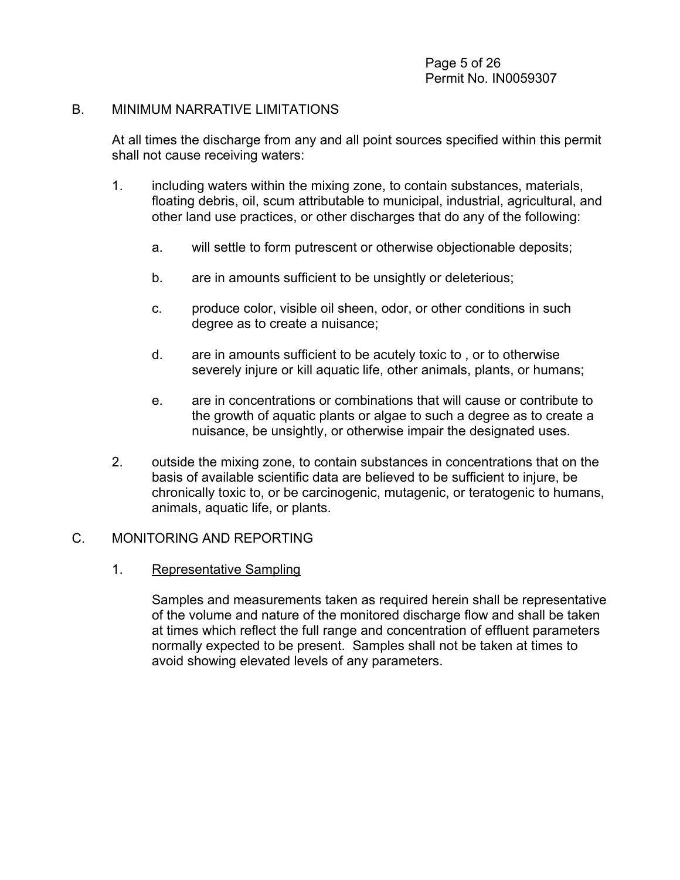## B. MINIMUM NARRATIVE LIMITATIONS

At all times the discharge from any and all point sources specified within this permit shall not cause receiving waters:

1. including waters within the mixing zone, to contain substances, materials, floating debris, oil, scum attributable to municipal, industrial, agricultural, and other land use practices, or other discharges that do any of the following:

   a. will settle to form putrescent or otherwise objectionable deposits;

   b. are in amounts sufficient to be unsightly or deleterious;

   c. produce color, visible oil sheen, odor, or other conditions in such degree as to create a nuisance;

   d. are in amounts sufficient to be acutely toxic to , or to otherwise severely injure or kill aquatic life, other animals, plants, or humans;

   e. are in concentrations or combinations that will cause or contribute to the growth of aquatic plants or algae to such a degree as to create a nuisance, be unsightly, or otherwise impair the designated uses.

2. outside the mixing zone, to contain substances in concentrations that on the basis of available scientific data are believed to be sufficient to injure, be chronically toxic to, or be carcinogenic, mutagenic, or teratogenic to humans, animals, aquatic life, or plants.

## C. MONITORING AND REPORTING

1. Representative Sampling

   Samples and measurements taken as required herein shall be representative of the volume and nature of the monitored discharge flow and shall be taken at times which reflect the full range and concentration of effluent parameters normally expected to be present. Samples shall not be taken at times to avoid showing elevated levels of any parameters.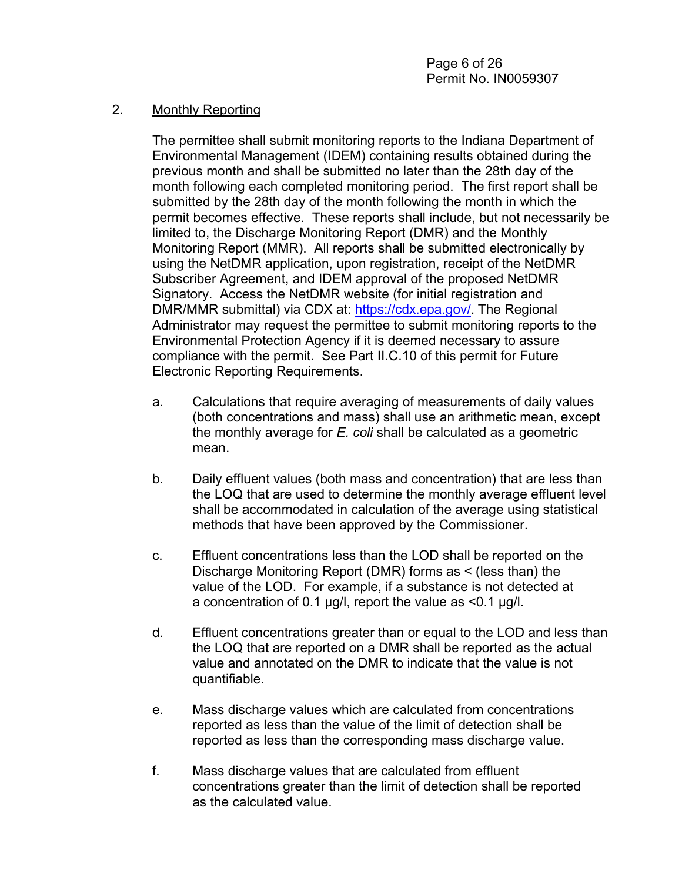2. Monthly Reporting

The permittee shall submit monitoring reports to the Indiana Department of Environmental Management (IDEM) containing results obtained during the previous month and shall be submitted no later than the 28th day of the month following each completed monitoring period. The first report shall be submitted by the 28th day of the month following the month in which the permit becomes effective. These reports shall include, but not necessarily be limited to, the Discharge Monitoring Report (DMR) and the Monthly Monitoring Report (MMR). All reports shall be submitted electronically by using the NetDMR application, upon registration, receipt of the NetDMR Subscriber Agreement, and IDEM approval of the proposed NetDMR Signatory. Access the NetDMR website (for initial registration and DMR/MMR submittal) via CDX at: https://cdx.epa.gov/. The Regional Administrator may request the permittee to submit monitoring reports to the Environmental Protection Agency if it is deemed necessary to assure compliance with the permit. See Part II.C.10 of this permit for Future Electronic Reporting Requirements.

a. Calculations that require averaging of measurements of daily values (both concentrations and mass) shall use an arithmetic mean, except the monthly average for *E. coli* shall be calculated as a geometric mean.

b. Daily effluent values (both mass and concentration) that are less than the LOQ that are used to determine the monthly average effluent level shall be accommodated in calculation of the average using statistical methods that have been approved by the Commissioner.

c. Effluent concentrations less than the LOD shall be reported on the Discharge Monitoring Report (DMR) forms as < (less than) the value of the LOD. For example, if a substance is not detected at a concentration of 0.1 µg/l, report the value as <0.1 µg/l.

d. Effluent concentrations greater than or equal to the LOD and less than the LOQ that are reported on a DMR shall be reported as the actual value and annotated on the DMR to indicate that the value is not quantifiable.

e. Mass discharge values which are calculated from concentrations reported as less than the value of the limit of detection shall be reported as less than the corresponding mass discharge value.

f. Mass discharge values that are calculated from effluent concentrations greater than the limit of detection shall be reported as the calculated value.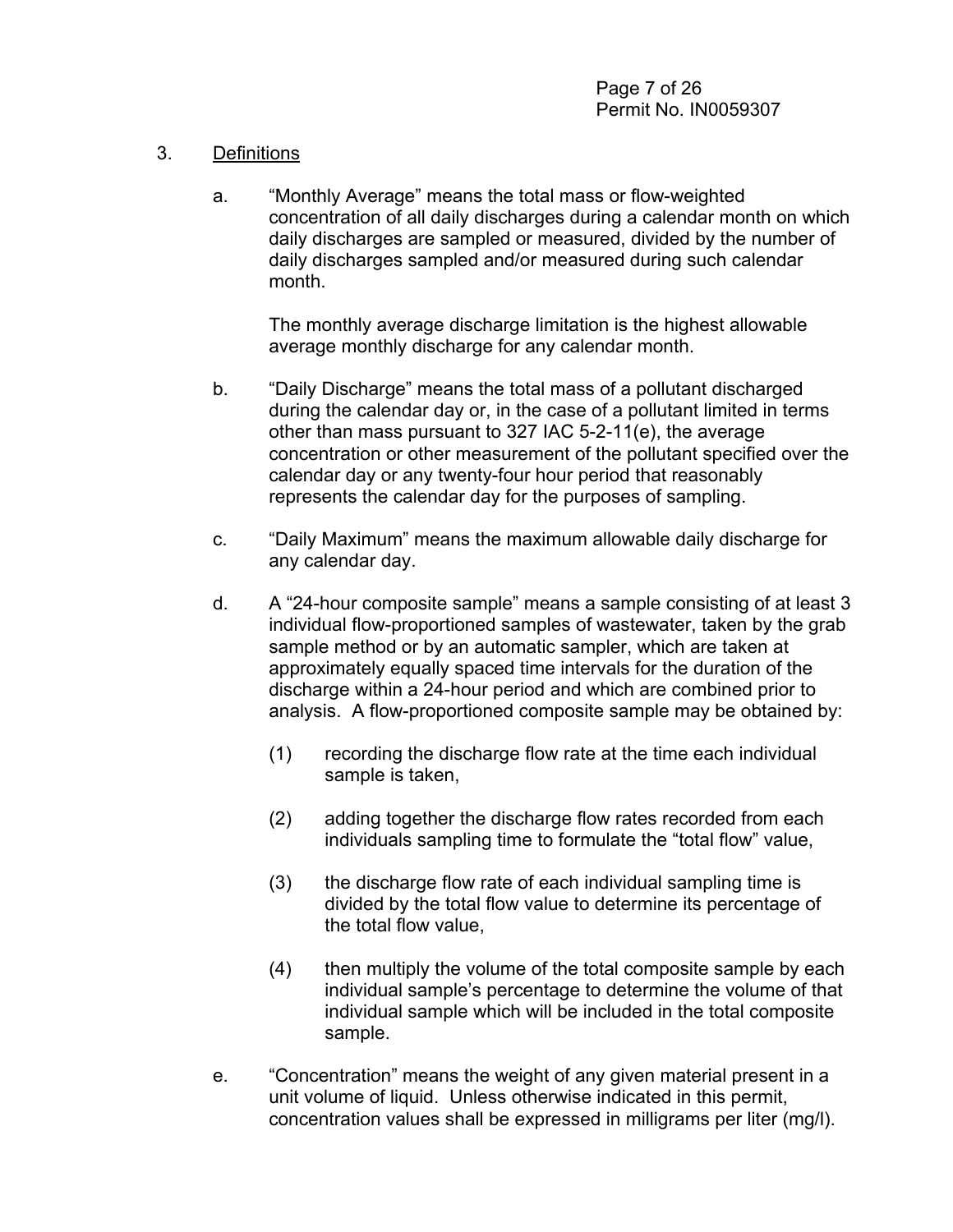3. Definitions

   a. "Monthly Average" means the total mass or flow-weighted concentration of all daily discharges during a calendar month on which daily discharges are sampled or measured, divided by the number of daily discharges sampled and/or measured during such calendar month.

      The monthly average discharge limitation is the highest allowable average monthly discharge for any calendar month.

   b. "Daily Discharge" means the total mass of a pollutant discharged during the calendar day or, in the case of a pollutant limited in terms other than mass pursuant to 327 IAC 5-2-11(e), the average concentration or other measurement of the pollutant specified over the calendar day or any twenty-four hour period that reasonably represents the calendar day for the purposes of sampling.

   c. "Daily Maximum" means the maximum allowable daily discharge for any calendar day.

   d. A "24-hour composite sample" means a sample consisting of at least 3 individual flow-proportioned samples of wastewater, taken by the grab sample method or by an automatic sampler, which are taken at approximately equally spaced time intervals for the duration of the discharge within a 24-hour period and which are combined prior to analysis. A flow-proportioned composite sample may be obtained by:

      (1) recording the discharge flow rate at the time each individual sample is taken,

      (2) adding together the discharge flow rates recorded from each individuals sampling time to formulate the "total flow" value,

      (3) the discharge flow rate of each individual sampling time is divided by the total flow value to determine its percentage of the total flow value,

      (4) then multiply the volume of the total composite sample by each individual sample's percentage to determine the volume of that individual sample which will be included in the total composite sample.

   e. "Concentration" means the weight of any given material present in a unit volume of liquid. Unless otherwise indicated in this permit, concentration values shall be expressed in milligrams per liter (mg/l).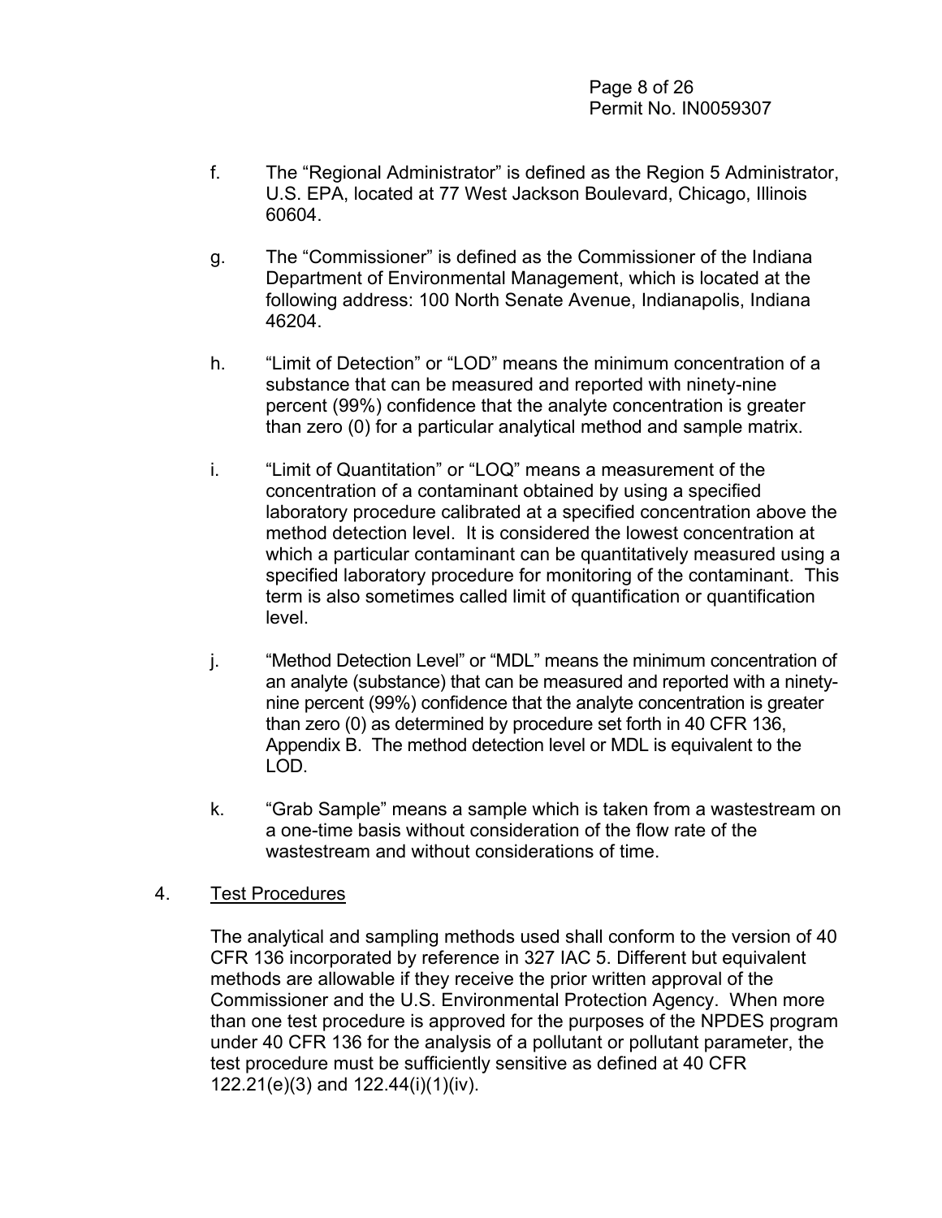f. The "Regional Administrator" is defined as the Region 5 Administrator, U.S. EPA, located at 77 West Jackson Boulevard, Chicago, Illinois 60604.

g. The "Commissioner" is defined as the Commissioner of the Indiana Department of Environmental Management, which is located at the following address: 100 North Senate Avenue, Indianapolis, Indiana 46204.

h. "Limit of Detection" or "LOD" means the minimum concentration of a substance that can be measured and reported with ninety-nine percent (99%) confidence that the analyte concentration is greater than zero (0) for a particular analytical method and sample matrix.

i. "Limit of Quantitation" or "LOQ" means a measurement of the concentration of a contaminant obtained by using a specified laboratory procedure calibrated at a specified concentration above the method detection level. It is considered the lowest concentration at which a particular contaminant can be quantitatively measured using a specified laboratory procedure for monitoring of the contaminant. This term is also sometimes called limit of quantification or quantification level.

j. "Method Detection Level" or "MDL" means the minimum concentration of an analyte (substance) that can be measured and reported with a ninety-nine percent (99%) confidence that the analyte concentration is greater than zero (0) as determined by procedure set forth in 40 CFR 136, Appendix B. The method detection level or MDL is equivalent to the LOD.

k. "Grab Sample" means a sample which is taken from a wastestream on a one-time basis without consideration of the flow rate of the wastestream and without considerations of time.

4. Test Procedures

The analytical and sampling methods used shall conform to the version of 40 CFR 136 incorporated by reference in 327 IAC 5. Different but equivalent methods are allowable if they receive the prior written approval of the Commissioner and the U.S. Environmental Protection Agency. When more than one test procedure is approved for the purposes of the NPDES program under 40 CFR 136 for the analysis of a pollutant or pollutant parameter, the test procedure must be sufficiently sensitive as defined at 40 CFR 122.21(e)(3) and 122.44(i)(1)(iv).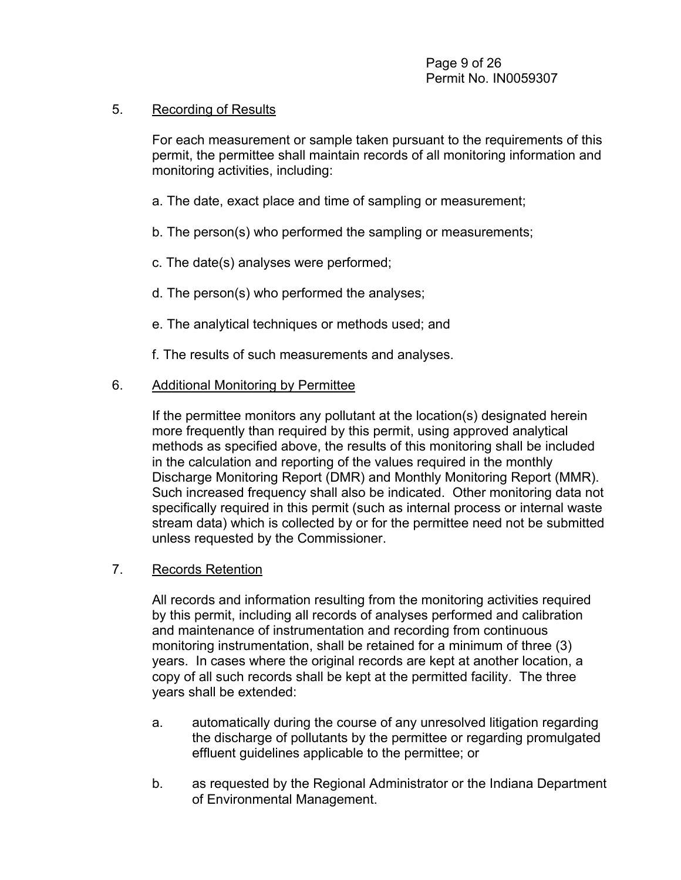5. Recording of Results

For each measurement or sample taken pursuant to the requirements of this permit, the permittee shall maintain records of all monitoring information and monitoring activities, including:

a. The date, exact place and time of sampling or measurement;

b. The person(s) who performed the sampling or measurements;

c. The date(s) analyses were performed;

d. The person(s) who performed the analyses;

e. The analytical techniques or methods used; and

f. The results of such measurements and analyses.

6. Additional Monitoring by Permittee

If the permittee monitors any pollutant at the location(s) designated herein more frequently than required by this permit, using approved analytical methods as specified above, the results of this monitoring shall be included in the calculation and reporting of the values required in the monthly Discharge Monitoring Report (DMR) and Monthly Monitoring Report (MMR). Such increased frequency shall also be indicated. Other monitoring data not specifically required in this permit (such as internal process or internal waste stream data) which is collected by or for the permittee need not be submitted unless requested by the Commissioner.

7. Records Retention

All records and information resulting from the monitoring activities required by this permit, including all records of analyses performed and calibration and maintenance of instrumentation and recording from continuous monitoring instrumentation, shall be retained for a minimum of three (3) years. In cases where the original records are kept at another location, a copy of all such records shall be kept at the permitted facility. The three years shall be extended:

a. automatically during the course of any unresolved litigation regarding the discharge of pollutants by the permittee or regarding promulgated effluent guidelines applicable to the permittee; or

b. as requested by the Regional Administrator or the Indiana Department of Environmental Management.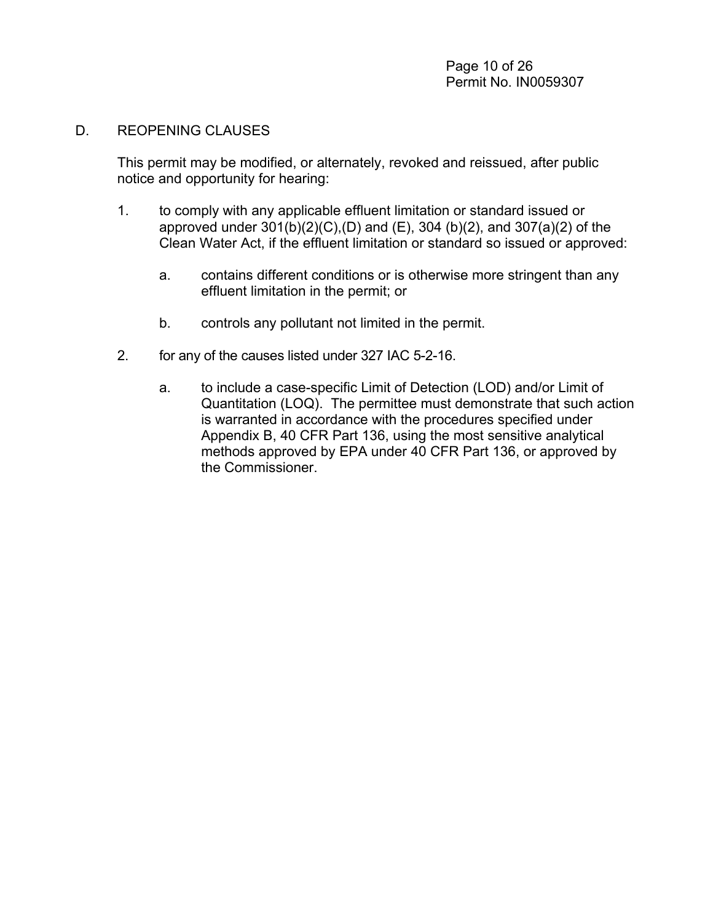## D. REOPENING CLAUSES

This permit may be modified, or alternately, revoked and reissued, after public notice and opportunity for hearing:

1. to comply with any applicable effluent limitation or standard issued or approved under 301(b)(2)(C),(D) and (E), 304 (b)(2), and 307(a)(2) of the Clean Water Act, if the effluent limitation or standard so issued or approved:

   a. contains different conditions or is otherwise more stringent than any effluent limitation in the permit; or

   b. controls any pollutant not limited in the permit.

2. for any of the causes listed under 327 IAC 5-2-16.

   a. to include a case-specific Limit of Detection (LOD) and/or Limit of Quantitation (LOQ). The permittee must demonstrate that such action is warranted in accordance with the procedures specified under Appendix B, 40 CFR Part 136, using the most sensitive analytical methods approved by EPA under 40 CFR Part 136, or approved by the Commissioner.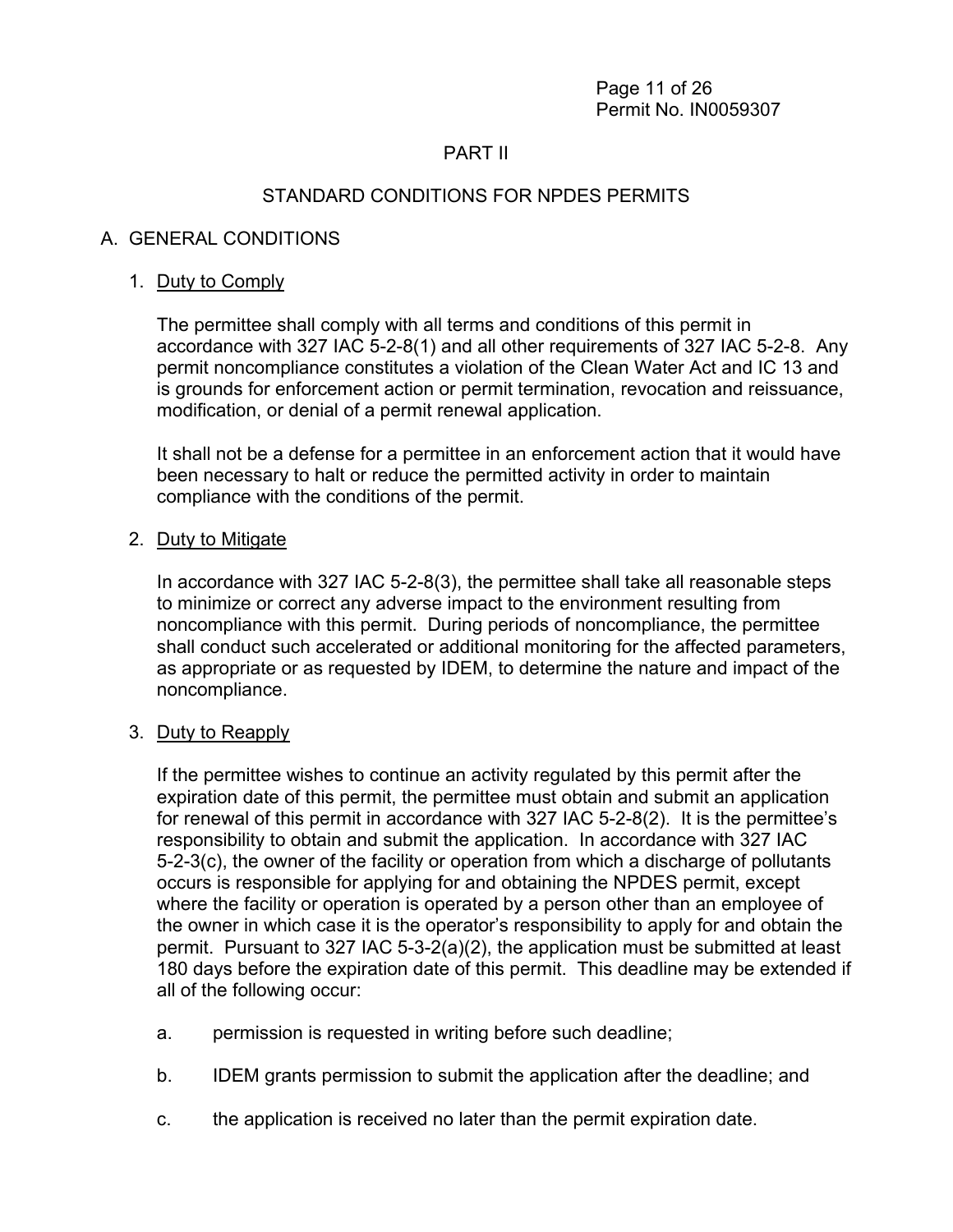# PART II

## STANDARD CONDITIONS FOR NPDES PERMITS

### A. GENERAL CONDITIONS

1. Duty to Comply

   The permittee shall comply with all terms and conditions of this permit in accordance with 327 IAC 5-2-8(1) and all other requirements of 327 IAC 5-2-8. Any permit noncompliance constitutes a violation of the Clean Water Act and IC 13 and is grounds for enforcement action or permit termination, revocation and reissuance, modification, or denial of a permit renewal application.

   It shall not be a defense for a permittee in an enforcement action that it would have been necessary to halt or reduce the permitted activity in order to maintain compliance with the conditions of the permit.

2. Duty to Mitigate

   In accordance with 327 IAC 5-2-8(3), the permittee shall take all reasonable steps to minimize or correct any adverse impact to the environment resulting from noncompliance with this permit. During periods of noncompliance, the permittee shall conduct such accelerated or additional monitoring for the affected parameters, as appropriate or as requested by IDEM, to determine the nature and impact of the noncompliance.

3. Duty to Reapply

   If the permittee wishes to continue an activity regulated by this permit after the expiration date of this permit, the permittee must obtain and submit an application for renewal of this permit in accordance with 327 IAC 5-2-8(2). It is the permittee's responsibility to obtain and submit the application. In accordance with 327 IAC 5-2-3(c), the owner of the facility or operation from which a discharge of pollutants occurs is responsible for applying for and obtaining the NPDES permit, except where the facility or operation is operated by a person other than an employee of the owner in which case it is the operator's responsibility to apply for and obtain the permit. Pursuant to 327 IAC 5-3-2(a)(2), the application must be submitted at least 180 days before the expiration date of this permit. This deadline may be extended if all of the following occur:

   a. permission is requested in writing before such deadline;

   b. IDEM grants permission to submit the application after the deadline; and

   c. the application is received no later than the permit expiration date.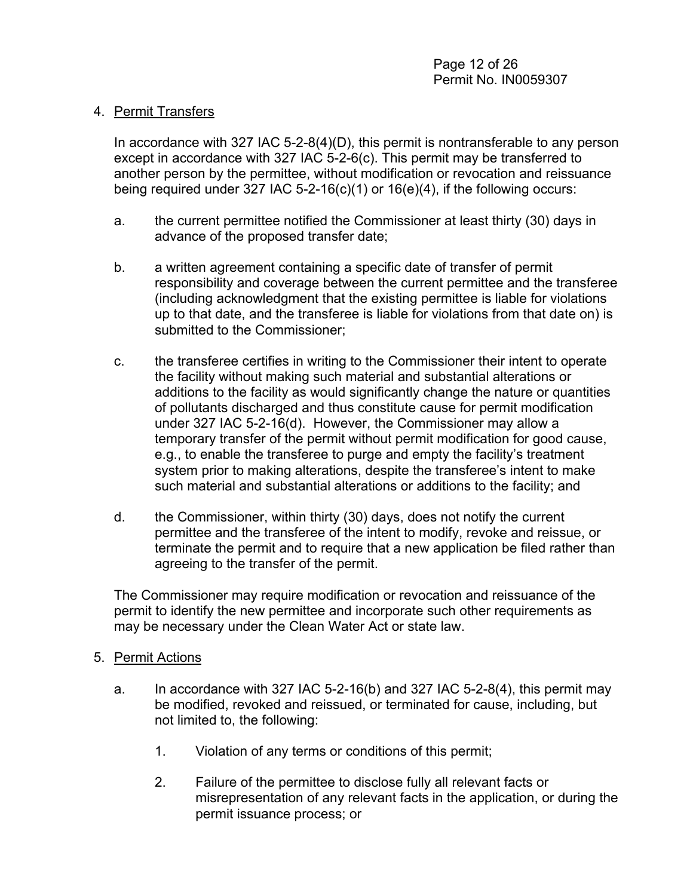4. Permit Transfers

   In accordance with 327 IAC 5-2-8(4)(D), this permit is nontransferable to any person except in accordance with 327 IAC 5-2-6(c). This permit may be transferred to another person by the permittee, without modification or revocation and reissuance being required under 327 IAC 5-2-16(c)(1) or 16(e)(4), if the following occurs:

   a. the current permittee notified the Commissioner at least thirty (30) days in advance of the proposed transfer date;

   b. a written agreement containing a specific date of transfer of permit responsibility and coverage between the current permittee and the transferee (including acknowledgment that the existing permittee is liable for violations up to that date, and the transferee is liable for violations from that date on) is submitted to the Commissioner;

   c. the transferee certifies in writing to the Commissioner their intent to operate the facility without making such material and substantial alterations or additions to the facility as would significantly change the nature or quantities of pollutants discharged and thus constitute cause for permit modification under 327 IAC 5-2-16(d). However, the Commissioner may allow a temporary transfer of the permit without permit modification for good cause, e.g., to enable the transferee to purge and empty the facility's treatment system prior to making alterations, despite the transferee's intent to make such material and substantial alterations or additions to the facility; and

   d. the Commissioner, within thirty (30) days, does not notify the current permittee and the transferee of the intent to modify, revoke and reissue, or terminate the permit and to require that a new application be filed rather than agreeing to the transfer of the permit.

   The Commissioner may require modification or revocation and reissuance of the permit to identify the new permittee and incorporate such other requirements as may be necessary under the Clean Water Act or state law.

5. Permit Actions

   a. In accordance with 327 IAC 5-2-16(b) and 327 IAC 5-2-8(4), this permit may be modified, revoked and reissued, or terminated for cause, including, but not limited to, the following:

      1. Violation of any terms or conditions of this permit;

      2. Failure of the permittee to disclose fully all relevant facts or misrepresentation of any relevant facts in the application, or during the permit issuance process; or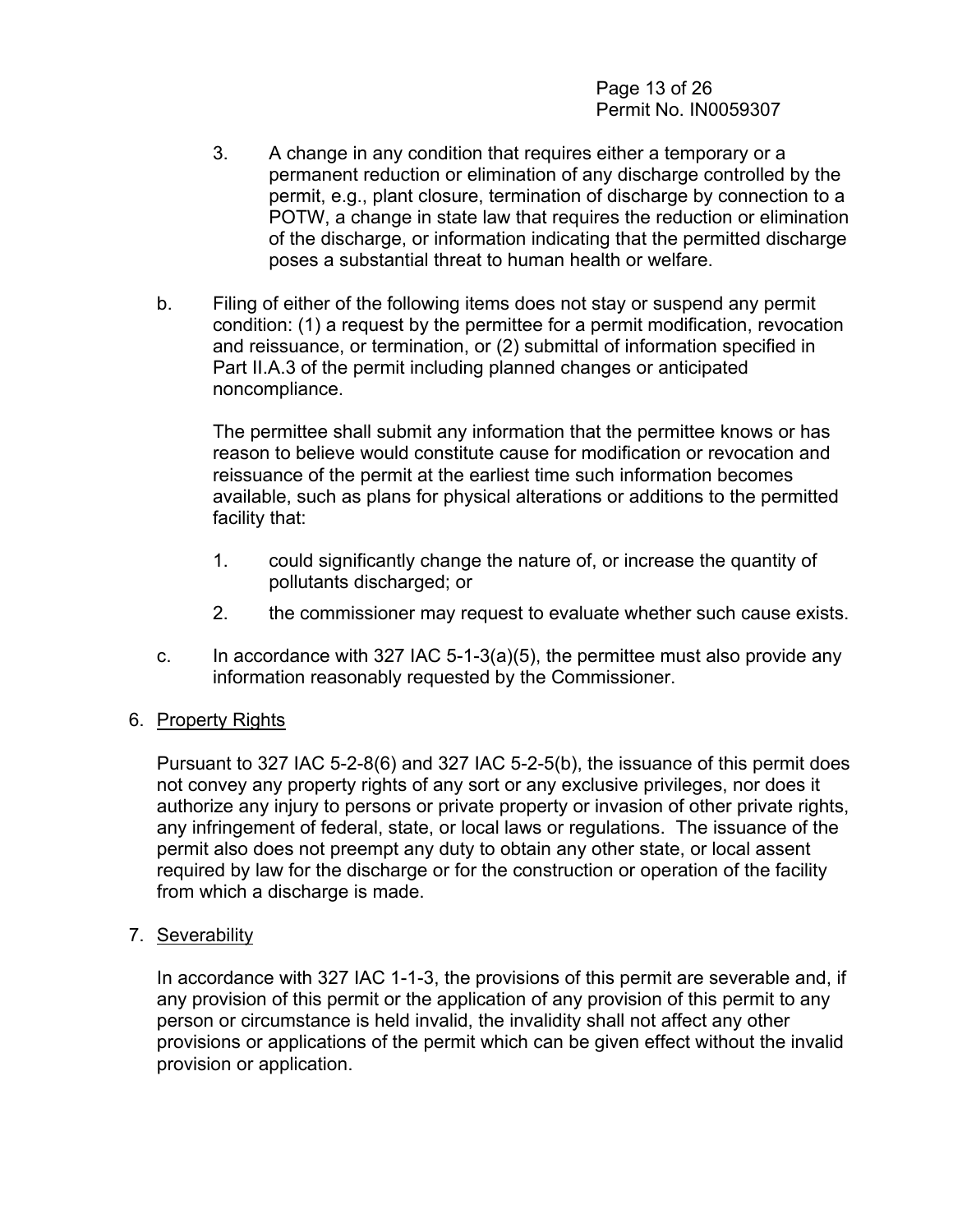3. A change in any condition that requires either a temporary or a permanent reduction or elimination of any discharge controlled by the permit, e.g., plant closure, termination of discharge by connection to a POTW, a change in state law that requires the reduction or elimination of the discharge, or information indicating that the permitted discharge poses a substantial threat to human health or welfare.

b. Filing of either of the following items does not stay or suspend any permit condition: (1) a request by the permittee for a permit modification, revocation and reissuance, or termination, or (2) submittal of information specified in Part II.A.3 of the permit including planned changes or anticipated noncompliance.

   The permittee shall submit any information that the permittee knows or has reason to believe would constitute cause for modification or revocation and reissuance of the permit at the earliest time such information becomes available, such as plans for physical alterations or additions to the permitted facility that:

   1. could significantly change the nature of, or increase the quantity of pollutants discharged; or
   2. the commissioner may request to evaluate whether such cause exists.

c. In accordance with 327 IAC 5-1-3(a)(5), the permittee must also provide any information reasonably requested by the Commissioner.

6. <u>Property Rights</u>

   Pursuant to 327 IAC 5-2-8(6) and 327 IAC 5-2-5(b), the issuance of this permit does not convey any property rights of any sort or any exclusive privileges, nor does it authorize any injury to persons or private property or invasion of other private rights, any infringement of federal, state, or local laws or regulations. The issuance of the permit also does not preempt any duty to obtain any other state, or local assent required by law for the discharge or for the construction or operation of the facility from which a discharge is made.

7. <u>Severability</u>

   In accordance with 327 IAC 1-1-3, the provisions of this permit are severable and, if any provision of this permit or the application of any provision of this permit to any person or circumstance is held invalid, the invalidity shall not affect any other provisions or applications of the permit which can be given effect without the invalid provision or application.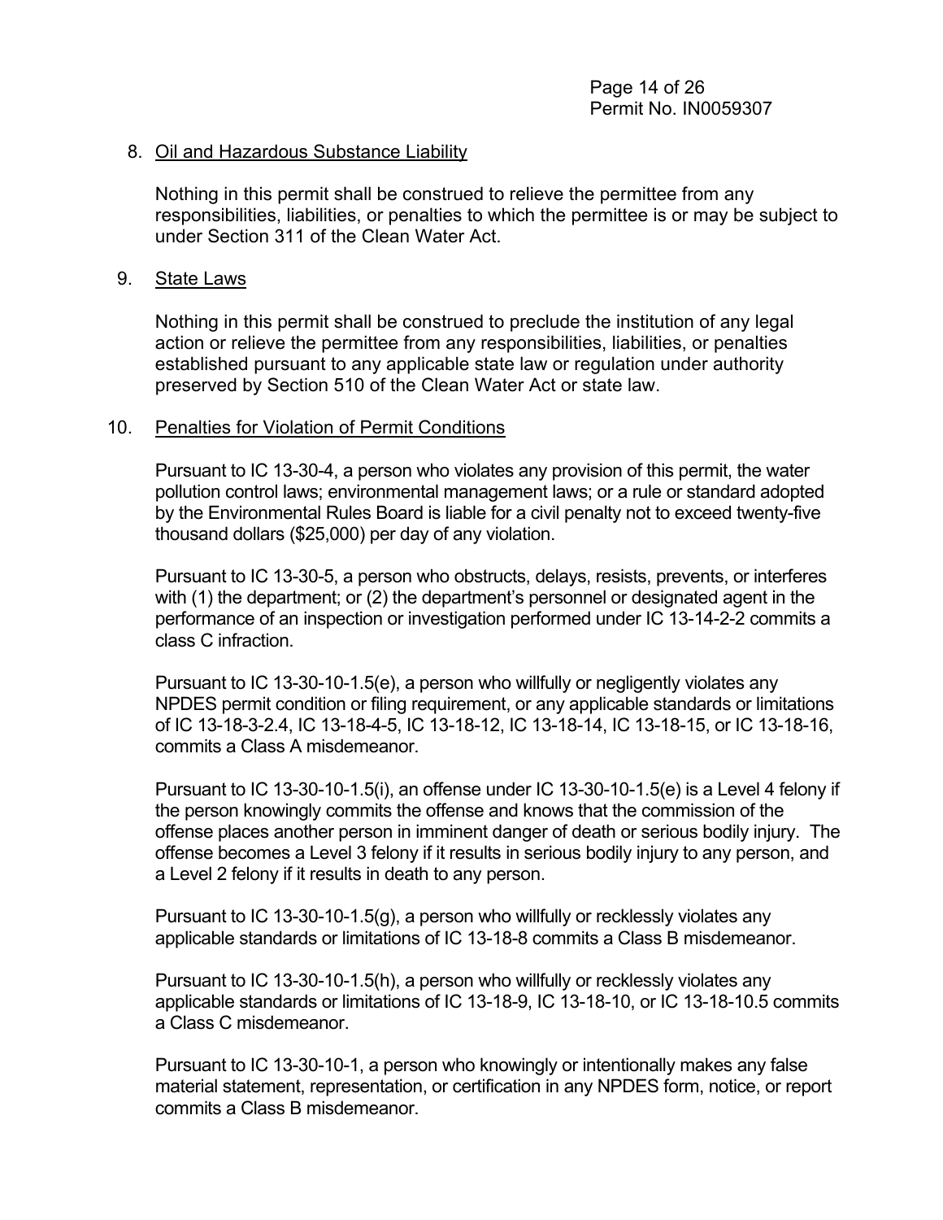8. Oil and Hazardous Substance Liability

   Nothing in this permit shall be construed to relieve the permittee from any responsibilities, liabilities, or penalties to which the permittee is or may be subject to under Section 311 of the Clean Water Act.

9. State Laws

   Nothing in this permit shall be construed to preclude the institution of any legal action or relieve the permittee from any responsibilities, liabilities, or penalties established pursuant to any applicable state law or regulation under authority preserved by Section 510 of the Clean Water Act or state law.

10. Penalties for Violation of Permit Conditions

    Pursuant to IC 13-30-4, a person who violates any provision of this permit, the water pollution control laws; environmental management laws; or a rule or standard adopted by the Environmental Rules Board is liable for a civil penalty not to exceed twenty-five thousand dollars ($25,000) per day of any violation.

    Pursuant to IC 13-30-5, a person who obstructs, delays, resists, prevents, or interferes with (1) the department; or (2) the department's personnel or designated agent in the performance of an inspection or investigation performed under IC 13-14-2-2 commits a class C infraction.

    Pursuant to IC 13-30-10-1.5(e), a person who willfully or negligently violates any NPDES permit condition or filing requirement, or any applicable standards or limitations of IC 13-18-3-2.4, IC 13-18-4-5, IC 13-18-12, IC 13-18-14, IC 13-18-15, or IC 13-18-16, commits a Class A misdemeanor.

    Pursuant to IC 13-30-10-1.5(i), an offense under IC 13-30-10-1.5(e) is a Level 4 felony if the person knowingly commits the offense and knows that the commission of the offense places another person in imminent danger of death or serious bodily injury. The offense becomes a Level 3 felony if it results in serious bodily injury to any person, and a Level 2 felony if it results in death to any person.

    Pursuant to IC 13-30-10-1.5(g), a person who willfully or recklessly violates any applicable standards or limitations of IC 13-18-8 commits a Class B misdemeanor.

    Pursuant to IC 13-30-10-1.5(h), a person who willfully or recklessly violates any applicable standards or limitations of IC 13-18-9, IC 13-18-10, or IC 13-18-10.5 commits a Class C misdemeanor.

    Pursuant to IC 13-30-10-1, a person who knowingly or intentionally makes any false material statement, representation, or certification in any NPDES form, notice, or report commits a Class B misdemeanor.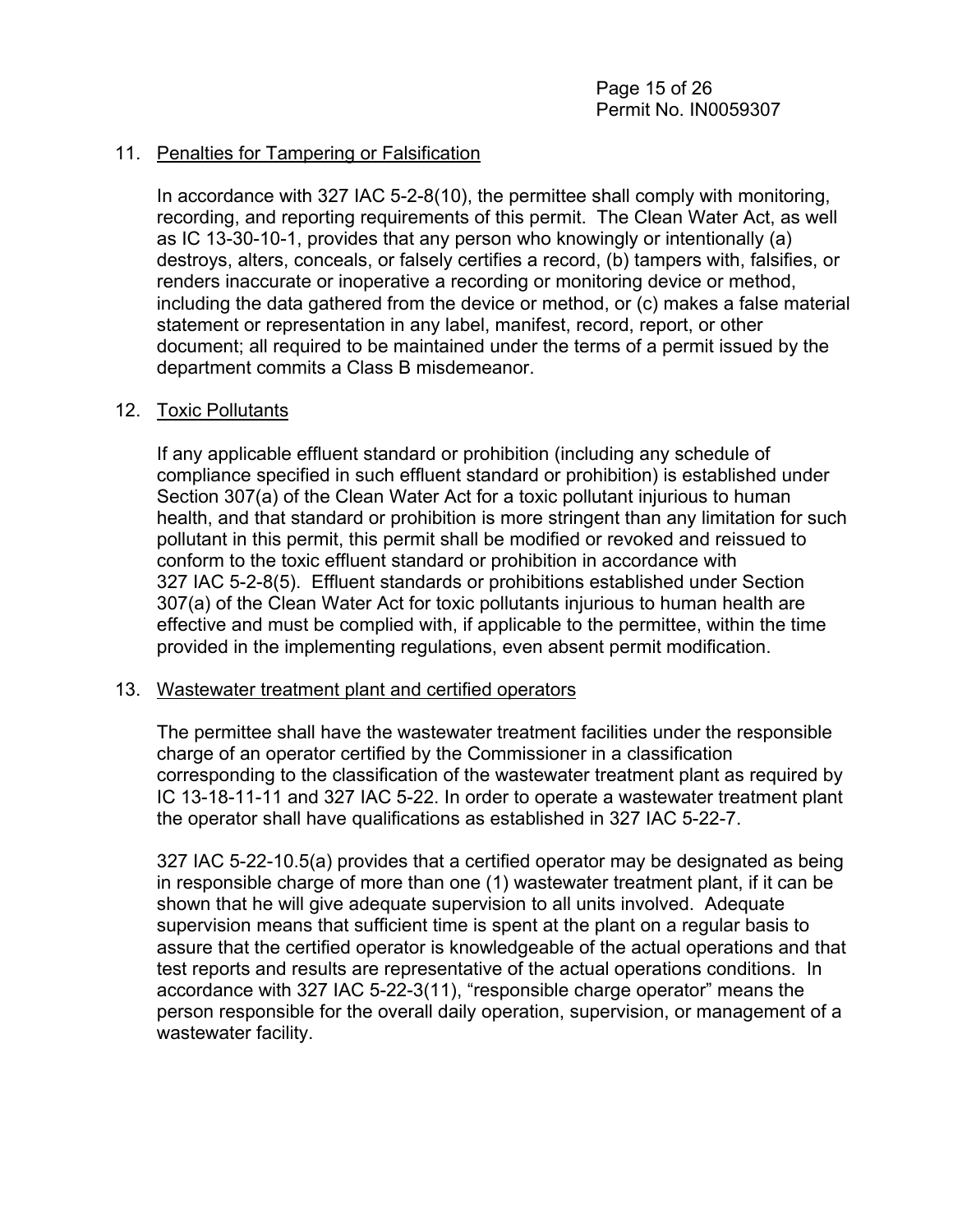11. Penalties for Tampering or Falsification

    In accordance with 327 IAC 5-2-8(10), the permittee shall comply with monitoring, recording, and reporting requirements of this permit. The Clean Water Act, as well as IC 13-30-10-1, provides that any person who knowingly or intentionally (a) destroys, alters, conceals, or falsely certifies a record, (b) tampers with, falsifies, or renders inaccurate or inoperative a recording or monitoring device or method, including the data gathered from the device or method, or (c) makes a false material statement or representation in any label, manifest, record, report, or other document; all required to be maintained under the terms of a permit issued by the department commits a Class B misdemeanor.

12. Toxic Pollutants

    If any applicable effluent standard or prohibition (including any schedule of compliance specified in such effluent standard or prohibition) is established under Section 307(a) of the Clean Water Act for a toxic pollutant injurious to human health, and that standard or prohibition is more stringent than any limitation for such pollutant in this permit, this permit shall be modified or revoked and reissued to conform to the toxic effluent standard or prohibition in accordance with 327 IAC 5-2-8(5). Effluent standards or prohibitions established under Section 307(a) of the Clean Water Act for toxic pollutants injurious to human health are effective and must be complied with, if applicable to the permittee, within the time provided in the implementing regulations, even absent permit modification.

13. Wastewater treatment plant and certified operators

    The permittee shall have the wastewater treatment facilities under the responsible charge of an operator certified by the Commissioner in a classification corresponding to the classification of the wastewater treatment plant as required by IC 13-18-11-11 and 327 IAC 5-22. In order to operate a wastewater treatment plant the operator shall have qualifications as established in 327 IAC 5-22-7.

    327 IAC 5-22-10.5(a) provides that a certified operator may be designated as being in responsible charge of more than one (1) wastewater treatment plant, if it can be shown that he will give adequate supervision to all units involved. Adequate supervision means that sufficient time is spent at the plant on a regular basis to assure that the certified operator is knowledgeable of the actual operations and that test reports and results are representative of the actual operations conditions. In accordance with 327 IAC 5-22-3(11), "responsible charge operator" means the person responsible for the overall daily operation, supervision, or management of a wastewater facility.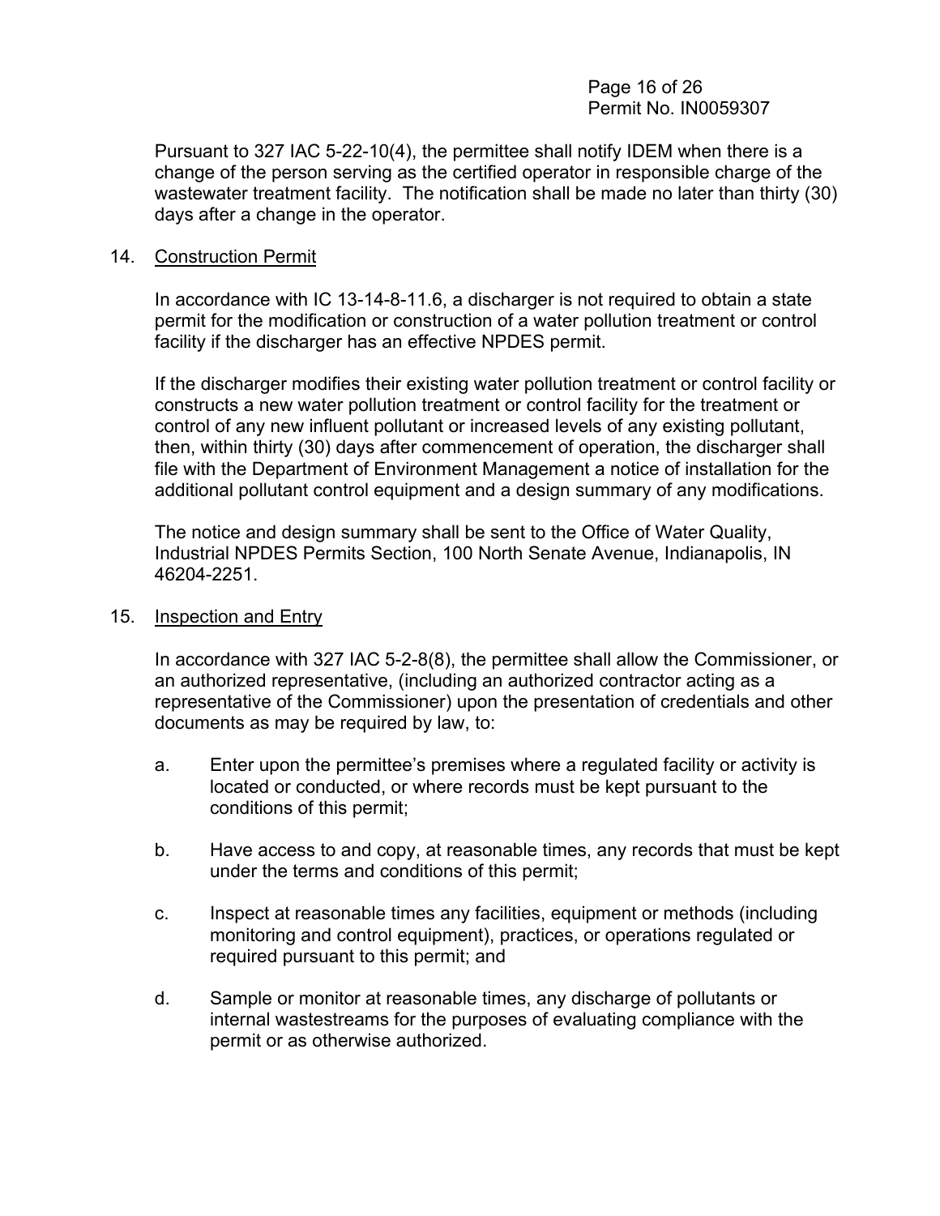Pursuant to 327 IAC 5-22-10(4), the permittee shall notify IDEM when there is a change of the person serving as the certified operator in responsible charge of the wastewater treatment facility. The notification shall be made no later than thirty (30) days after a change in the operator.

14. Construction Permit

    In accordance with IC 13-14-8-11.6, a discharger is not required to obtain a state permit for the modification or construction of a water pollution treatment or control facility if the discharger has an effective NPDES permit.

    If the discharger modifies their existing water pollution treatment or control facility or constructs a new water pollution treatment or control facility for the treatment or control of any new influent pollutant or increased levels of any existing pollutant, then, within thirty (30) days after commencement of operation, the discharger shall file with the Department of Environment Management a notice of installation for the additional pollutant control equipment and a design summary of any modifications.

    The notice and design summary shall be sent to the Office of Water Quality, Industrial NPDES Permits Section, 100 North Senate Avenue, Indianapolis, IN 46204-2251.

15. Inspection and Entry

    In accordance with 327 IAC 5-2-8(8), the permittee shall allow the Commissioner, or an authorized representative, (including an authorized contractor acting as a representative of the Commissioner) upon the presentation of credentials and other documents as may be required by law, to:

    a. Enter upon the permittee's premises where a regulated facility or activity is located or conducted, or where records must be kept pursuant to the conditions of this permit;

    b. Have access to and copy, at reasonable times, any records that must be kept under the terms and conditions of this permit;

    c. Inspect at reasonable times any facilities, equipment or methods (including monitoring and control equipment), practices, or operations regulated or required pursuant to this permit; and

    d. Sample or monitor at reasonable times, any discharge of pollutants or internal wastestreams for the purposes of evaluating compliance with the permit or as otherwise authorized.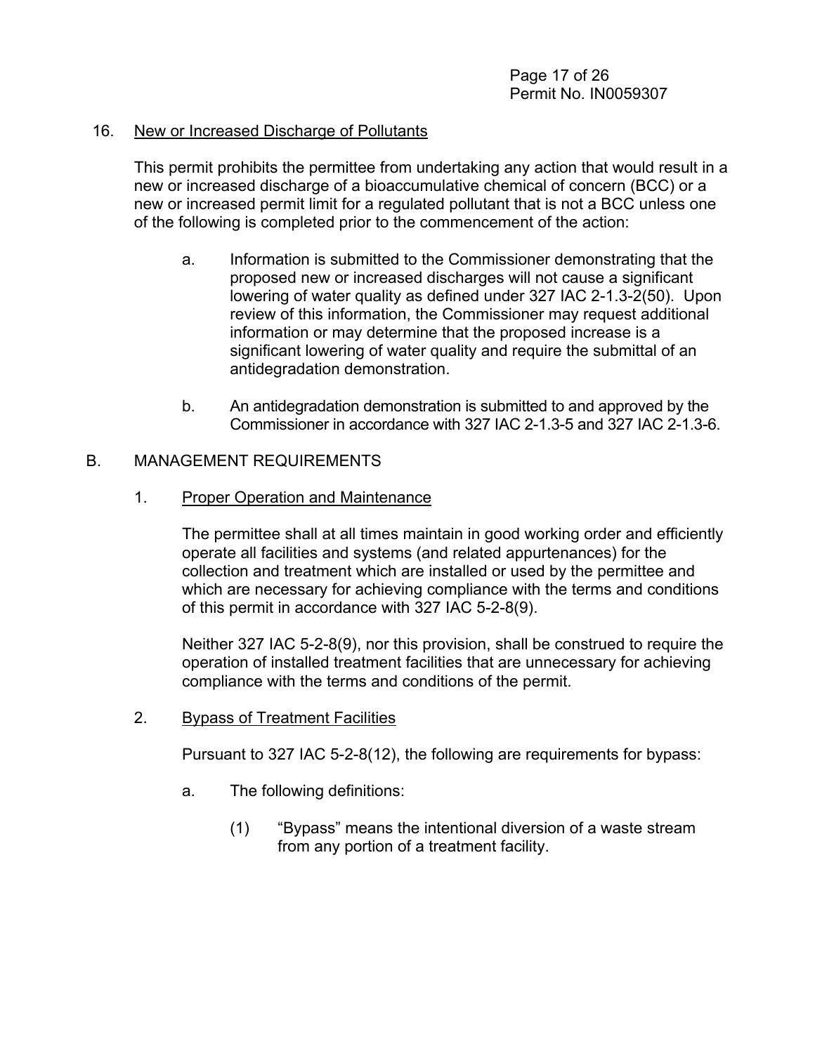16. New or Increased Discharge of Pollutants

    This permit prohibits the permittee from undertaking any action that would result in a new or increased discharge of a bioaccumulative chemical of concern (BCC) or a new or increased permit limit for a regulated pollutant that is not a BCC unless one of the following is completed prior to the commencement of the action:

    a. Information is submitted to the Commissioner demonstrating that the proposed new or increased discharges will not cause a significant lowering of water quality as defined under 327 IAC 2-1.3-2(50). Upon review of this information, the Commissioner may request additional information or may determine that the proposed increase is a significant lowering of water quality and require the submittal of an antidegradation demonstration.

    b. An antidegradation demonstration is submitted to and approved by the Commissioner in accordance with 327 IAC 2-1.3-5 and 327 IAC 2-1.3-6.

B. MANAGEMENT REQUIREMENTS

1. Proper Operation and Maintenance

   The permittee shall at all times maintain in good working order and efficiently operate all facilities and systems (and related appurtenances) for the collection and treatment which are installed or used by the permittee and which are necessary for achieving compliance with the terms and conditions of this permit in accordance with 327 IAC 5-2-8(9).

   Neither 327 IAC 5-2-8(9), nor this provision, shall be construed to require the operation of installed treatment facilities that are unnecessary for achieving compliance with the terms and conditions of the permit.

2. Bypass of Treatment Facilities

   Pursuant to 327 IAC 5-2-8(12), the following are requirements for bypass:

   a. The following definitions:

      (1) "Bypass" means the intentional diversion of a waste stream from any portion of a treatment facility.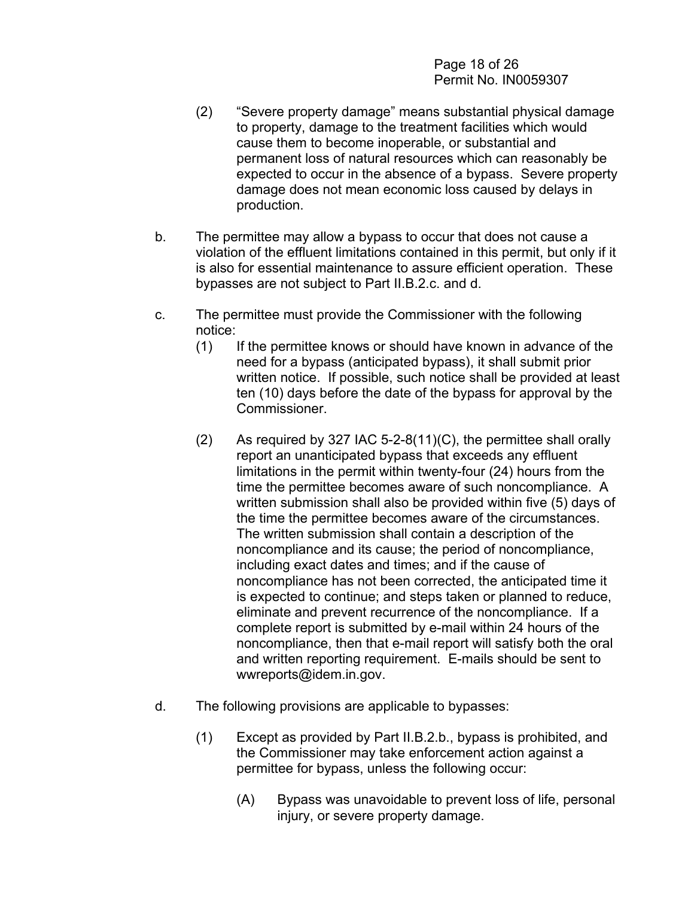(2) "Severe property damage" means substantial physical damage to property, damage to the treatment facilities which would cause them to become inoperable, or substantial and permanent loss of natural resources which can reasonably be expected to occur in the absence of a bypass. Severe property damage does not mean economic loss caused by delays in production.

b. The permittee may allow a bypass to occur that does not cause a violation of the effluent limitations contained in this permit, but only if it is also for essential maintenance to assure efficient operation. These bypasses are not subject to Part II.B.2.c. and d.

c. The permittee must provide the Commissioner with the following notice:

(1) If the permittee knows or should have known in advance of the need for a bypass (anticipated bypass), it shall submit prior written notice. If possible, such notice shall be provided at least ten (10) days before the date of the bypass for approval by the Commissioner.

(2) As required by 327 IAC 5-2-8(11)(C), the permittee shall orally report an unanticipated bypass that exceeds any effluent limitations in the permit within twenty-four (24) hours from the time the permittee becomes aware of such noncompliance. A written submission shall also be provided within five (5) days of the time the permittee becomes aware of the circumstances. The written submission shall contain a description of the noncompliance and its cause; the period of noncompliance, including exact dates and times; and if the cause of noncompliance has not been corrected, the anticipated time it is expected to continue; and steps taken or planned to reduce, eliminate and prevent recurrence of the noncompliance. If a complete report is submitted by e-mail within 24 hours of the noncompliance, then that e-mail report will satisfy both the oral and written reporting requirement. E-mails should be sent to wwreports@idem.in.gov.

d. The following provisions are applicable to bypasses:

(1) Except as provided by Part II.B.2.b., bypass is prohibited, and the Commissioner may take enforcement action against a permittee for bypass, unless the following occur:

(A) Bypass was unavoidable to prevent loss of life, personal injury, or severe property damage.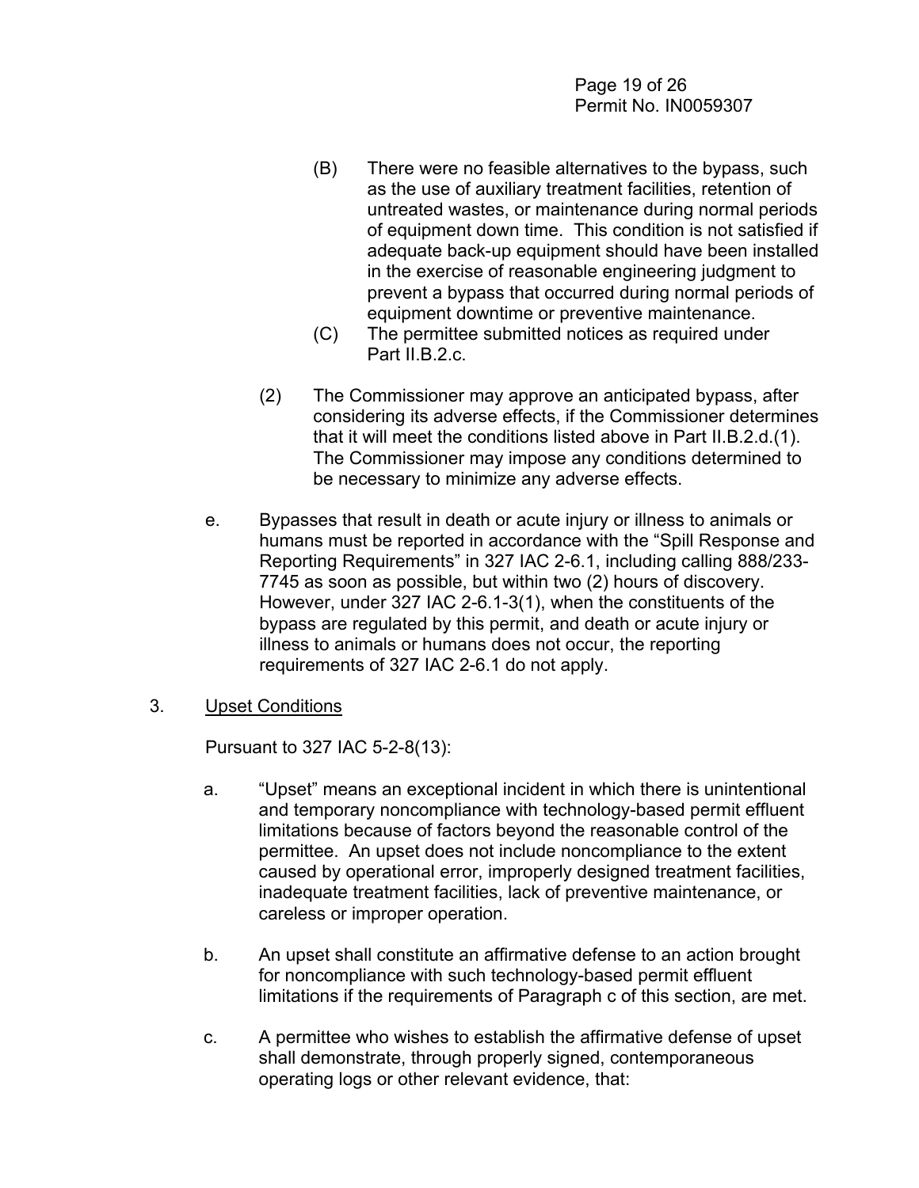(B) There were no feasible alternatives to the bypass, such as the use of auxiliary treatment facilities, retention of untreated wastes, or maintenance during normal periods of equipment down time. This condition is not satisfied if adequate back-up equipment should have been installed in the exercise of reasonable engineering judgment to prevent a bypass that occurred during normal periods of equipment downtime or preventive maintenance.

(C) The permittee submitted notices as required under Part II.B.2.c.

(2) The Commissioner may approve an anticipated bypass, after considering its adverse effects, if the Commissioner determines that it will meet the conditions listed above in Part II.B.2.d.(1). The Commissioner may impose any conditions determined to be necessary to minimize any adverse effects.

e. Bypasses that result in death or acute injury or illness to animals or humans must be reported in accordance with the "Spill Response and Reporting Requirements" in 327 IAC 2-6.1, including calling 888/233-7745 as soon as possible, but within two (2) hours of discovery. However, under 327 IAC 2-6.1-3(1), when the constituents of the bypass are regulated by this permit, and death or acute injury or illness to animals or humans does not occur, the reporting requirements of 327 IAC 2-6.1 do not apply.

3. Upset Conditions

Pursuant to 327 IAC 5-2-8(13):

a. "Upset" means an exceptional incident in which there is unintentional and temporary noncompliance with technology-based permit effluent limitations because of factors beyond the reasonable control of the permittee. An upset does not include noncompliance to the extent caused by operational error, improperly designed treatment facilities, inadequate treatment facilities, lack of preventive maintenance, or careless or improper operation.

b. An upset shall constitute an affirmative defense to an action brought for noncompliance with such technology-based permit effluent limitations if the requirements of Paragraph c of this section, are met.

c. A permittee who wishes to establish the affirmative defense of upset shall demonstrate, through properly signed, contemporaneous operating logs or other relevant evidence, that: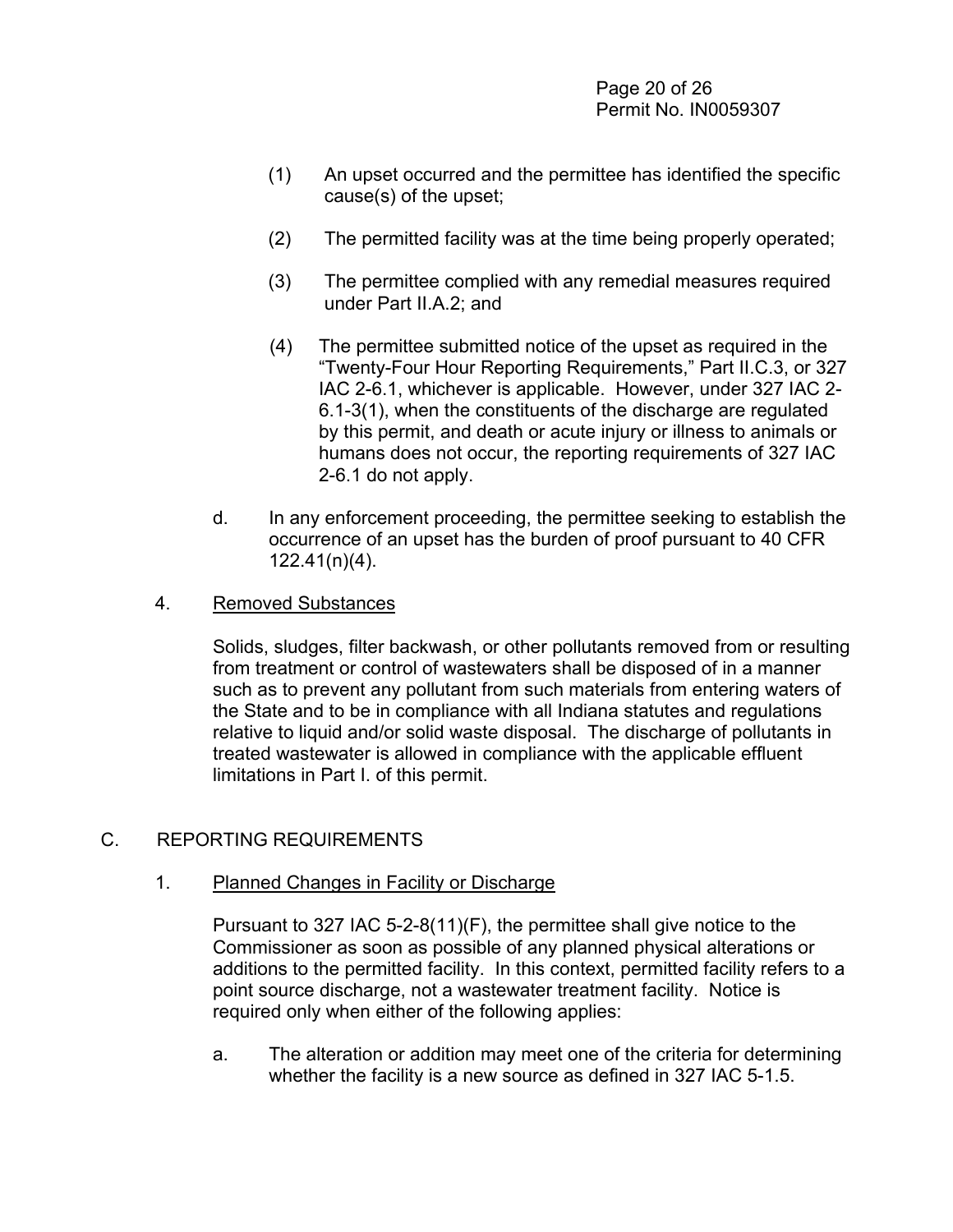(1) An upset occurred and the permittee has identified the specific cause(s) of the upset;

(2) The permitted facility was at the time being properly operated;

(3) The permittee complied with any remedial measures required under Part II.A.2; and

(4) The permittee submitted notice of the upset as required in the "Twenty-Four Hour Reporting Requirements," Part II.C.3, or 327 IAC 2-6.1, whichever is applicable. However, under 327 IAC 2-6.1-3(1), when the constituents of the discharge are regulated by this permit, and death or acute injury or illness to animals or humans does not occur, the reporting requirements of 327 IAC 2-6.1 do not apply.

d. In any enforcement proceeding, the permittee seeking to establish the occurrence of an upset has the burden of proof pursuant to 40 CFR 122.41(n)(4).

4. Removed Substances

Solids, sludges, filter backwash, or other pollutants removed from or resulting from treatment or control of wastewaters shall be disposed of in a manner such as to prevent any pollutant from such materials from entering waters of the State and to be in compliance with all Indiana statutes and regulations relative to liquid and/or solid waste disposal. The discharge of pollutants in treated wastewater is allowed in compliance with the applicable effluent limitations in Part I. of this permit.

## C. REPORTING REQUIREMENTS

1. Planned Changes in Facility or Discharge

Pursuant to 327 IAC 5-2-8(11)(F), the permittee shall give notice to the Commissioner as soon as possible of any planned physical alterations or additions to the permitted facility. In this context, permitted facility refers to a point source discharge, not a wastewater treatment facility. Notice is required only when either of the following applies:

a. The alteration or addition may meet one of the criteria for determining whether the facility is a new source as defined in 327 IAC 5-1.5.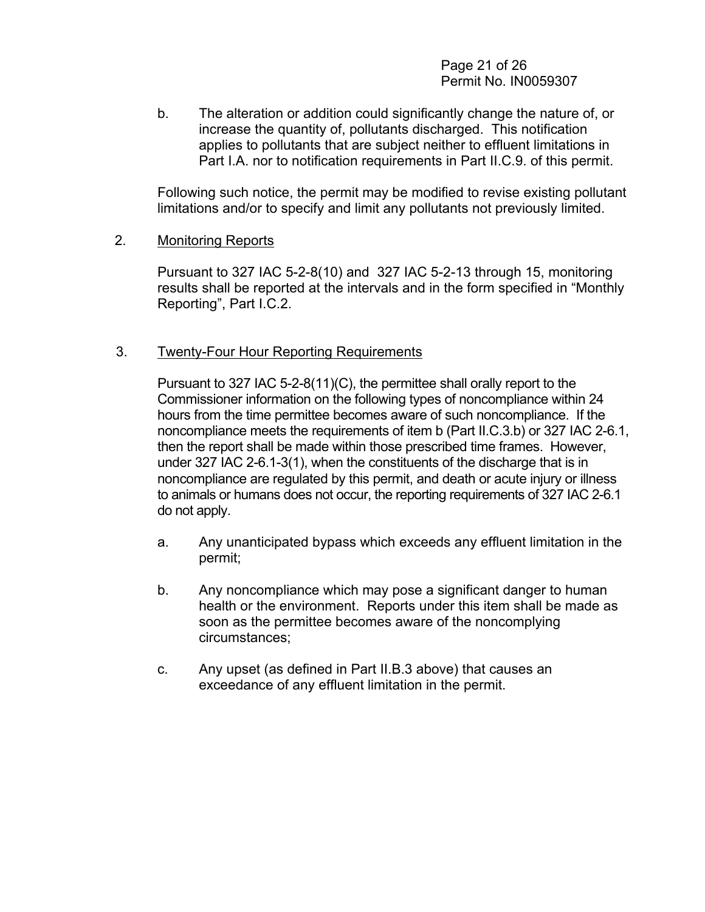b. The alteration or addition could significantly change the nature of, or increase the quantity of, pollutants discharged. This notification applies to pollutants that are subject neither to effluent limitations in Part I.A. nor to notification requirements in Part II.C.9. of this permit.

Following such notice, the permit may be modified to revise existing pollutant limitations and/or to specify and limit any pollutants not previously limited.

2. <u>Monitoring Reports</u>

Pursuant to 327 IAC 5-2-8(10) and 327 IAC 5-2-13 through 15, monitoring results shall be reported at the intervals and in the form specified in "Monthly Reporting", Part I.C.2.

3. <u>Twenty-Four Hour Reporting Requirements</u>

Pursuant to 327 IAC 5-2-8(11)(C), the permittee shall orally report to the Commissioner information on the following types of noncompliance within 24 hours from the time permittee becomes aware of such noncompliance. If the noncompliance meets the requirements of item b (Part II.C.3.b) or 327 IAC 2-6.1, then the report shall be made within those prescribed time frames. However, under 327 IAC 2-6.1-3(1), when the constituents of the discharge that is in noncompliance are regulated by this permit, and death or acute injury or illness to animals or humans does not occur, the reporting requirements of 327 IAC 2-6.1 do not apply.

a. Any unanticipated bypass which exceeds any effluent limitation in the permit;

b. Any noncompliance which may pose a significant danger to human health or the environment. Reports under this item shall be made as soon as the permittee becomes aware of the noncomplying circumstances;

c. Any upset (as defined in Part II.B.3 above) that causes an exceedance of any effluent limitation in the permit.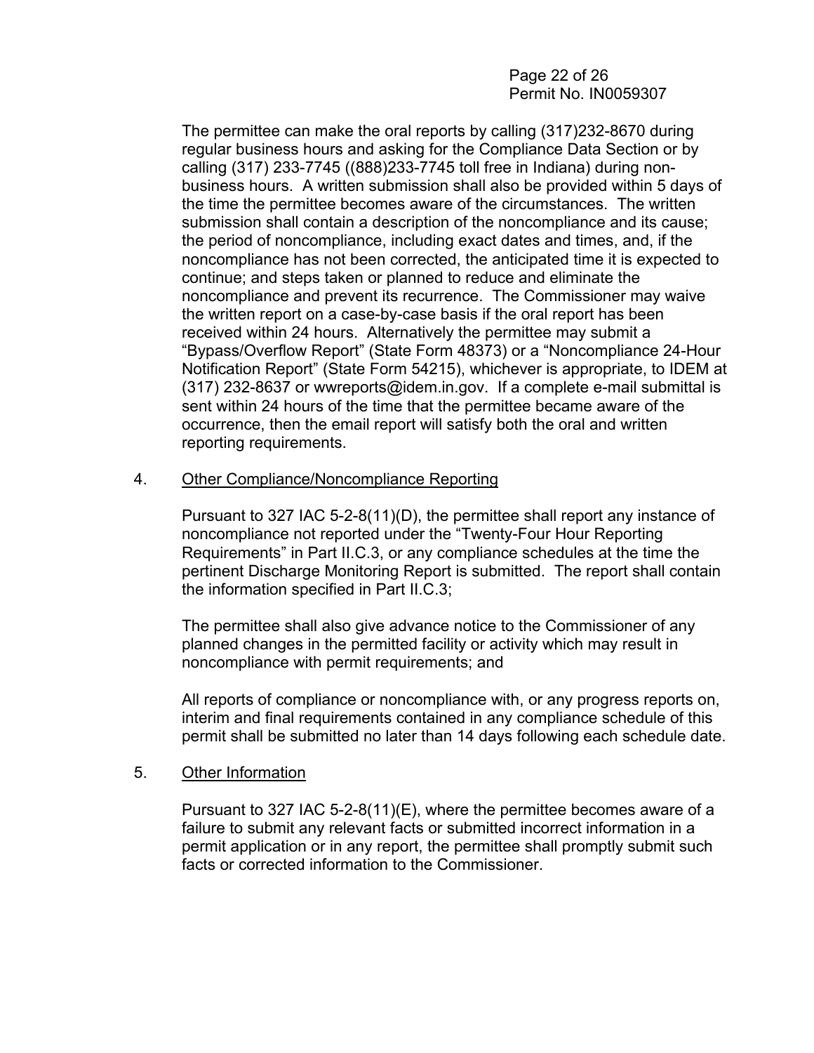The permittee can make the oral reports by calling (317)232-8670 during regular business hours and asking for the Compliance Data Section or by calling (317) 233-7745 ((888)233-7745 toll free in Indiana) during non-business hours. A written submission shall also be provided within 5 days of the time the permittee becomes aware of the circumstances. The written submission shall contain a description of the noncompliance and its cause; the period of noncompliance, including exact dates and times, and, if the noncompliance has not been corrected, the anticipated time it is expected to continue; and steps taken or planned to reduce and eliminate the noncompliance and prevent its recurrence. The Commissioner may waive the written report on a case-by-case basis if the oral report has been received within 24 hours. Alternatively the permittee may submit a "Bypass/Overflow Report" (State Form 48373) or a "Noncompliance 24-Hour Notification Report" (State Form 54215), whichever is appropriate, to IDEM at (317) 232-8637 or wwreports@idem.in.gov. If a complete e-mail submittal is sent within 24 hours of the time that the permittee became aware of the occurrence, then the email report will satisfy both the oral and written reporting requirements.

4. <u>Other Compliance/Noncompliance Reporting</u>

   Pursuant to 327 IAC 5-2-8(11)(D), the permittee shall report any instance of noncompliance not reported under the "Twenty-Four Hour Reporting Requirements" in Part II.C.3, or any compliance schedules at the time the pertinent Discharge Monitoring Report is submitted. The report shall contain the information specified in Part II.C.3;

   The permittee shall also give advance notice to the Commissioner of any planned changes in the permitted facility or activity which may result in noncompliance with permit requirements; and

   All reports of compliance or noncompliance with, or any progress reports on, interim and final requirements contained in any compliance schedule of this permit shall be submitted no later than 14 days following each schedule date.

5. <u>Other Information</u>

   Pursuant to 327 IAC 5-2-8(11)(E), where the permittee becomes aware of a failure to submit any relevant facts or submitted incorrect information in a permit application or in any report, the permittee shall promptly submit such facts or corrected information to the Commissioner.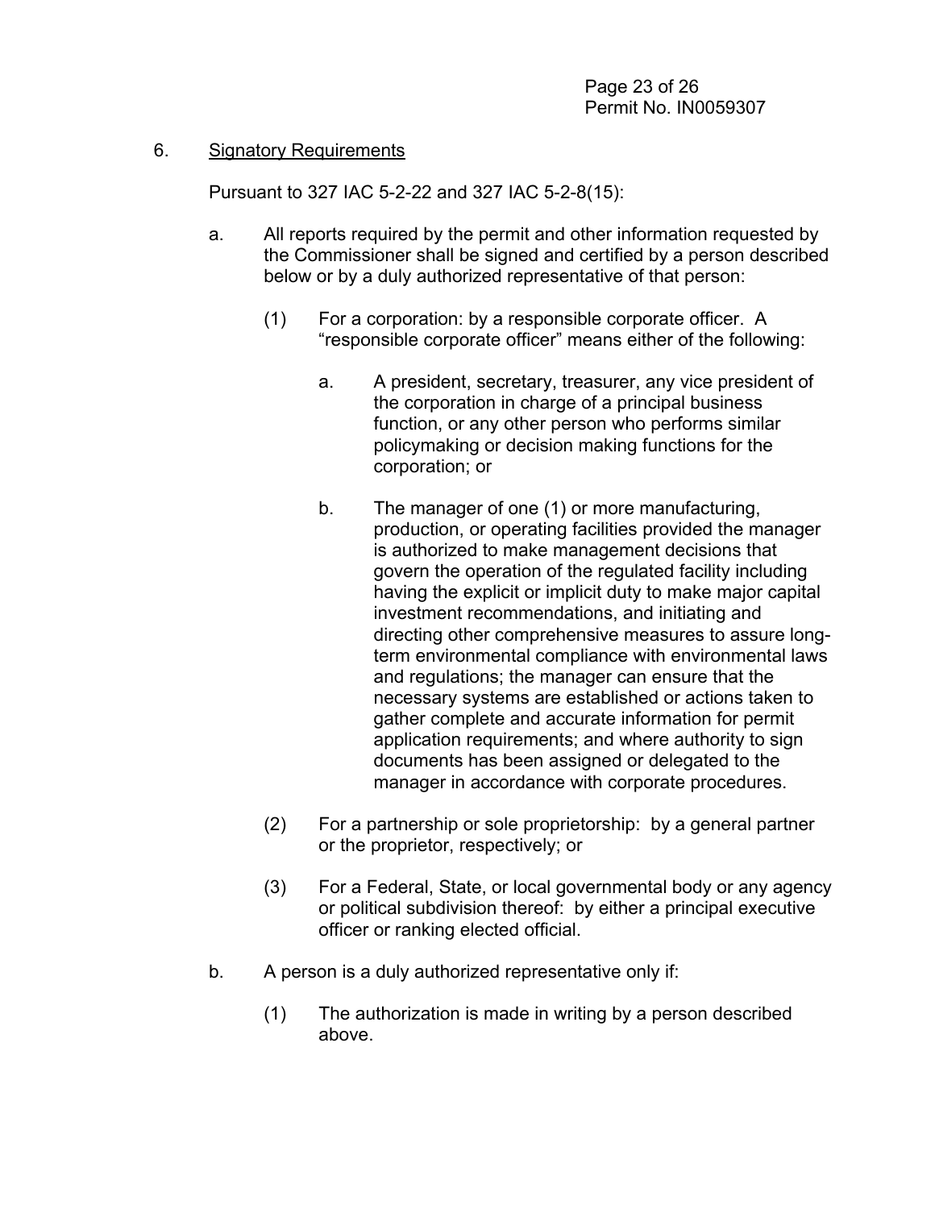6. <u>Signatory Requirements</u>

   Pursuant to 327 IAC 5-2-22 and 327 IAC 5-2-8(15):

   a. All reports required by the permit and other information requested by the Commissioner shall be signed and certified by a person described below or by a duly authorized representative of that person:

      (1) For a corporation: by a responsible corporate officer. A "responsible corporate officer" means either of the following:

         a. A president, secretary, treasurer, any vice president of the corporation in charge of a principal business function, or any other person who performs similar policymaking or decision making functions for the corporation; or

         b. The manager of one (1) or more manufacturing, production, or operating facilities provided the manager is authorized to make management decisions that govern the operation of the regulated facility including having the explicit or implicit duty to make major capital investment recommendations, and initiating and directing other comprehensive measures to assure long-term environmental compliance with environmental laws and regulations; the manager can ensure that the necessary systems are established or actions taken to gather complete and accurate information for permit application requirements; and where authority to sign documents has been assigned or delegated to the manager in accordance with corporate procedures.

      (2) For a partnership or sole proprietorship: by a general partner or the proprietor, respectively; or

      (3) For a Federal, State, or local governmental body or any agency or political subdivision thereof: by either a principal executive officer or ranking elected official.

   b. A person is a duly authorized representative only if:

      (1) The authorization is made in writing by a person described above.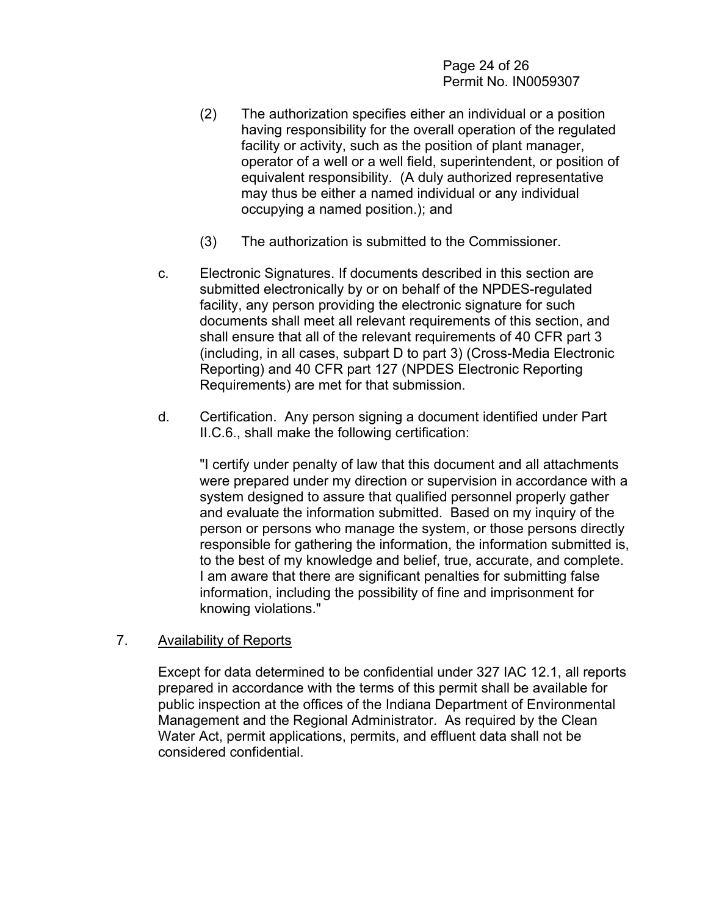(2) The authorization specifies either an individual or a position having responsibility for the overall operation of the regulated facility or activity, such as the position of plant manager, operator of a well or a well field, superintendent, or position of equivalent responsibility. (A duly authorized representative may thus be either a named individual or any individual occupying a named position.); and

(3) The authorization is submitted to the Commissioner.

c. Electronic Signatures. If documents described in this section are submitted electronically by or on behalf of the NPDES-regulated facility, any person providing the electronic signature for such documents shall meet all relevant requirements of this section, and shall ensure that all of the relevant requirements of 40 CFR part 3 (including, in all cases, subpart D to part 3) (Cross-Media Electronic Reporting) and 40 CFR part 127 (NPDES Electronic Reporting Requirements) are met for that submission.

d. Certification. Any person signing a document identified under Part II.C.6., shall make the following certification:

"I certify under penalty of law that this document and all attachments were prepared under my direction or supervision in accordance with a system designed to assure that qualified personnel properly gather and evaluate the information submitted. Based on my inquiry of the person or persons who manage the system, or those persons directly responsible for gathering the information, the information submitted is, to the best of my knowledge and belief, true, accurate, and complete. I am aware that there are significant penalties for submitting false information, including the possibility of fine and imprisonment for knowing violations."

7. Availability of Reports

Except for data determined to be confidential under 327 IAC 12.1, all reports prepared in accordance with the terms of this permit shall be available for public inspection at the offices of the Indiana Department of Environmental Management and the Regional Administrator. As required by the Clean Water Act, permit applications, permits, and effluent data shall not be considered confidential.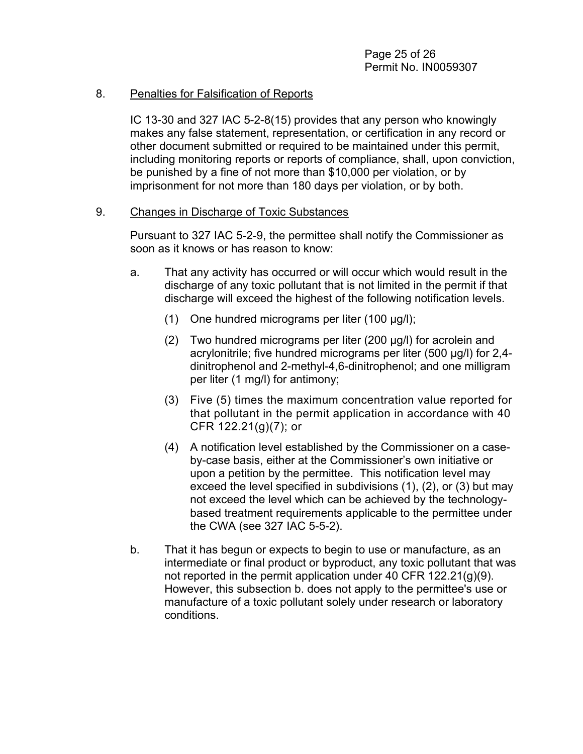8. <u>Penalties for Falsification of Reports</u>

   IC 13-30 and 327 IAC 5-2-8(15) provides that any person who knowingly makes any false statement, representation, or certification in any record or other document submitted or required to be maintained under this permit, including monitoring reports or reports of compliance, shall, upon conviction, be punished by a fine of not more than $10,000 per violation, or by imprisonment for not more than 180 days per violation, or by both.

9. <u>Changes in Discharge of Toxic Substances</u>

   Pursuant to 327 IAC 5-2-9, the permittee shall notify the Commissioner as soon as it knows or has reason to know:

   a. That any activity has occurred or will occur which would result in the discharge of any toxic pollutant that is not limited in the permit if that discharge will exceed the highest of the following notification levels.

      (1) One hundred micrograms per liter (100 µg/l);

      (2) Two hundred micrograms per liter (200 µg/l) for acrolein and acrylonitrile; five hundred micrograms per liter (500 µg/l) for 2,4-dinitrophenol and 2-methyl-4,6-dinitrophenol; and one milligram per liter (1 mg/l) for antimony;

      (3) Five (5) times the maximum concentration value reported for that pollutant in the permit application in accordance with 40 CFR 122.21(g)(7); or

      (4) A notification level established by the Commissioner on a case-by-case basis, either at the Commissioner's own initiative or upon a petition by the permittee. This notification level may exceed the level specified in subdivisions (1), (2), or (3) but may not exceed the level which can be achieved by the technology-based treatment requirements applicable to the permittee under the CWA (see 327 IAC 5-5-2).

   b. That it has begun or expects to begin to use or manufacture, as an intermediate or final product or byproduct, any toxic pollutant that was not reported in the permit application under 40 CFR 122.21(g)(9). However, this subsection b. does not apply to the permittee's use or manufacture of a toxic pollutant solely under research or laboratory conditions.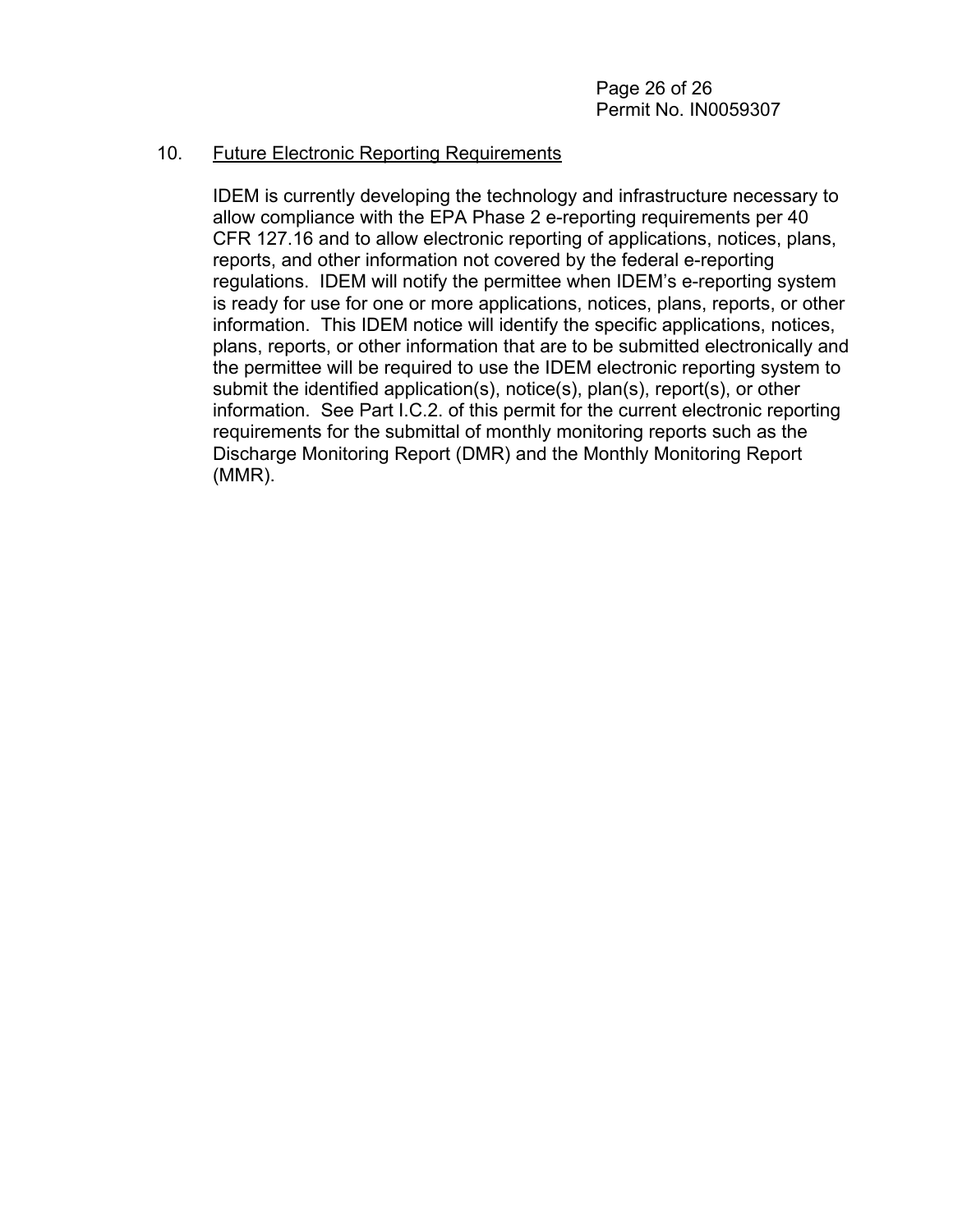10. <u>Future Electronic Reporting Requirements</u>

    IDEM is currently developing the technology and infrastructure necessary to allow compliance with the EPA Phase 2 e-reporting requirements per 40 CFR 127.16 and to allow electronic reporting of applications, notices, plans, reports, and other information not covered by the federal e-reporting regulations. IDEM will notify the permittee when IDEM's e-reporting system is ready for use for one or more applications, notices, plans, reports, or other information. This IDEM notice will identify the specific applications, notices, plans, reports, or other information that are to be submitted electronically and the permittee will be required to use the IDEM electronic reporting system to submit the identified application(s), notice(s), plan(s), report(s), or other information. See Part I.C.2. of this permit for the current electronic reporting requirements for the submittal of monthly monitoring reports such as the Discharge Monitoring Report (DMR) and the Monthly Monitoring Report (MMR).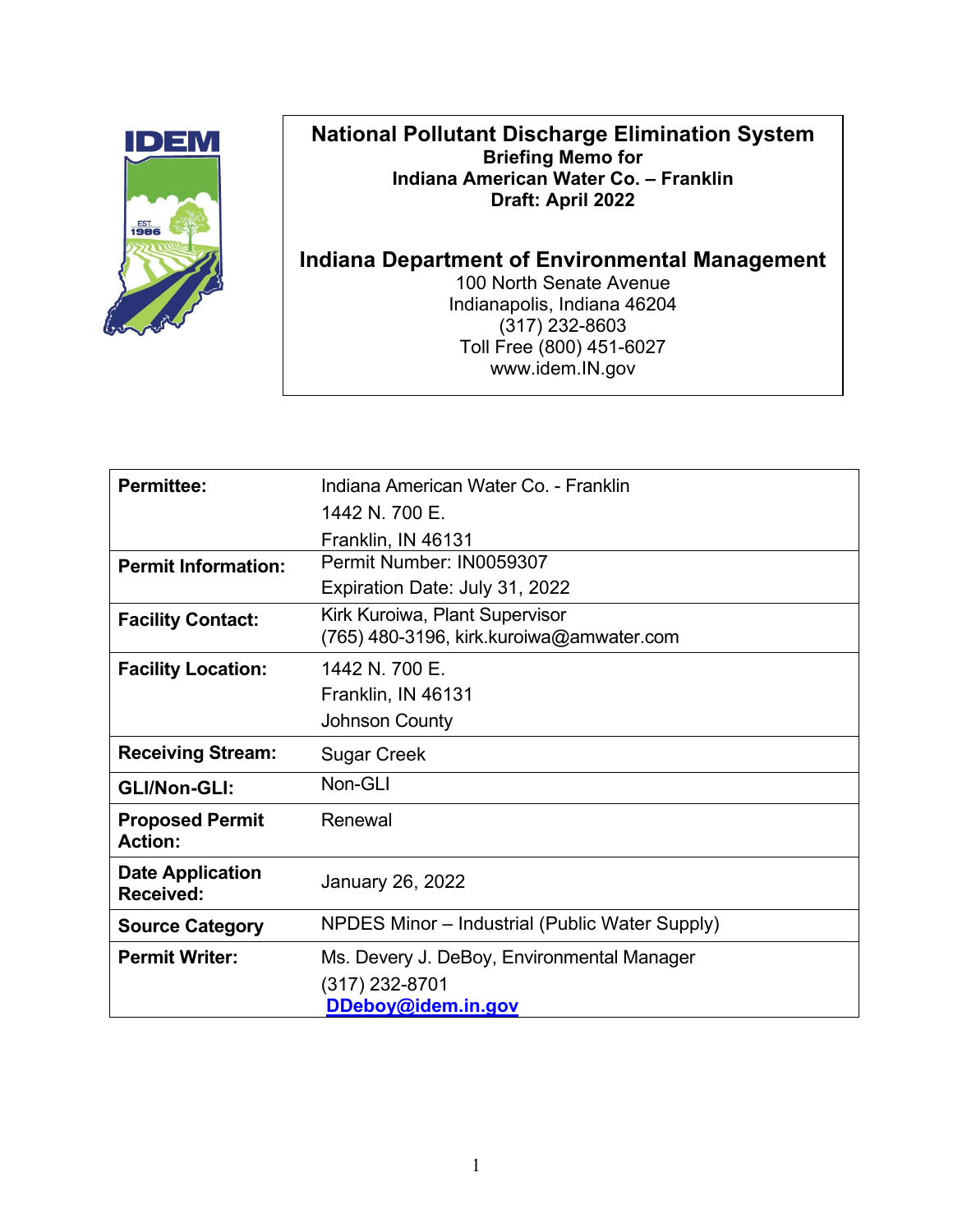# National Pollutant Discharge Elimination System

**Briefing Memo for**
**Indiana American Water Co. – Franklin**
**Draft: April 2022**

## Indiana Department of Environmental Management

100 North Senate Avenue
Indianapolis, Indiana 46204
(317) 232-8603
Toll Free (800) 451-6027
www.idem.IN.gov

| | |
|---|---|
| **Permittee:** | Indiana American Water Co. - Franklin<br>1442 N. 700 E.<br>Franklin, IN 46131 |
| **Permit Information:** | Permit Number: IN0059307<br>Expiration Date: July 31, 2022 |
| **Facility Contact:** | Kirk Kuroiwa, Plant Supervisor<br>(765) 480-3196, kirk.kuroiwa@amwater.com |
| **Facility Location:** | 1442 N. 700 E.<br>Franklin, IN 46131<br>Johnson County |
| **Receiving Stream:** | Sugar Creek |
| **GLI/Non-GLI:** | Non-GLI |
| **Proposed Permit Action:** | Renewal |
| **Date Application Received:** | January 26, 2022 |
| **Source Category** | NPDES Minor – Industrial (Public Water Supply) |
| **Permit Writer:** | Ms. Devery J. DeBoy, Environmental Manager<br>(317) 232-8701<br>DDeboy@idem.in.gov |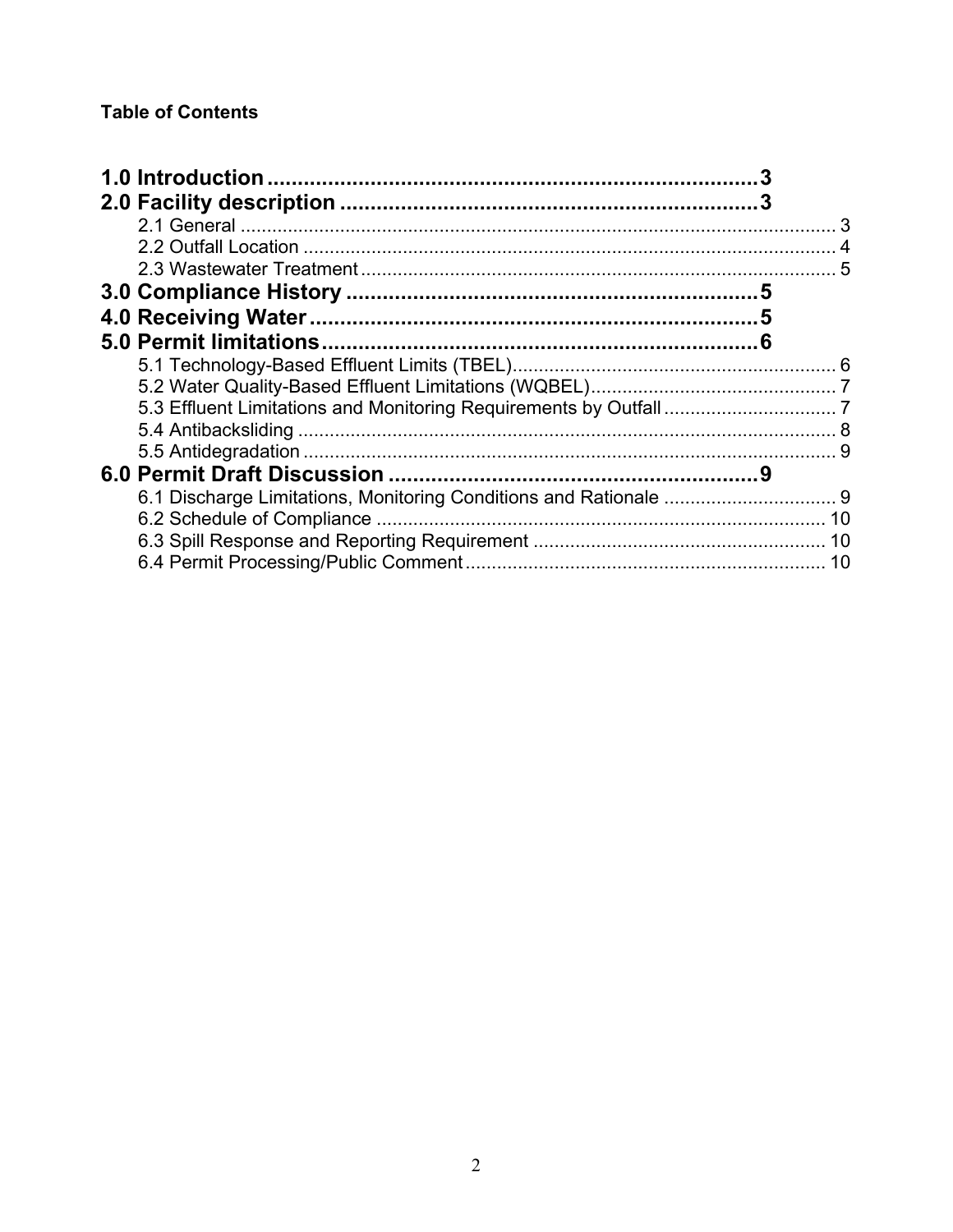**Table of Contents**

**1.0 Introduction** ........................................................................ **3**

**2.0 Facility description** ................................................................ **3**

- 2.1 General ........................................................................ 3
- 2.2 Outfall Location ........................................................................ 4
- 2.3 Wastewater Treatment ........................................................................ 5

**3.0 Compliance History** ................................................................ **5**

**4.0 Receiving Water** ................................................................ **5**

**5.0 Permit limitations** ................................................................ **6**

- 5.1 Technology-Based Effluent Limits (TBEL) ........................................................................ 6
- 5.2 Water Quality-Based Effluent Limitations (WQBEL) ........................................................................ 7
- 5.3 Effluent Limitations and Monitoring Requirements by Outfall ........................................................................ 7
- 5.4 Antibacksliding ........................................................................ 8
- 5.5 Antidegradation ........................................................................ 9

**6.0 Permit Draft Discussion** ................................................................ **9**

- 6.1 Discharge Limitations, Monitoring Conditions and Rationale ........................................................................ 9
- 6.2 Schedule of Compliance ........................................................................ 10
- 6.3 Spill Response and Reporting Requirement ........................................................................ 10
- 6.4 Permit Processing/Public Comment ........................................................................ 10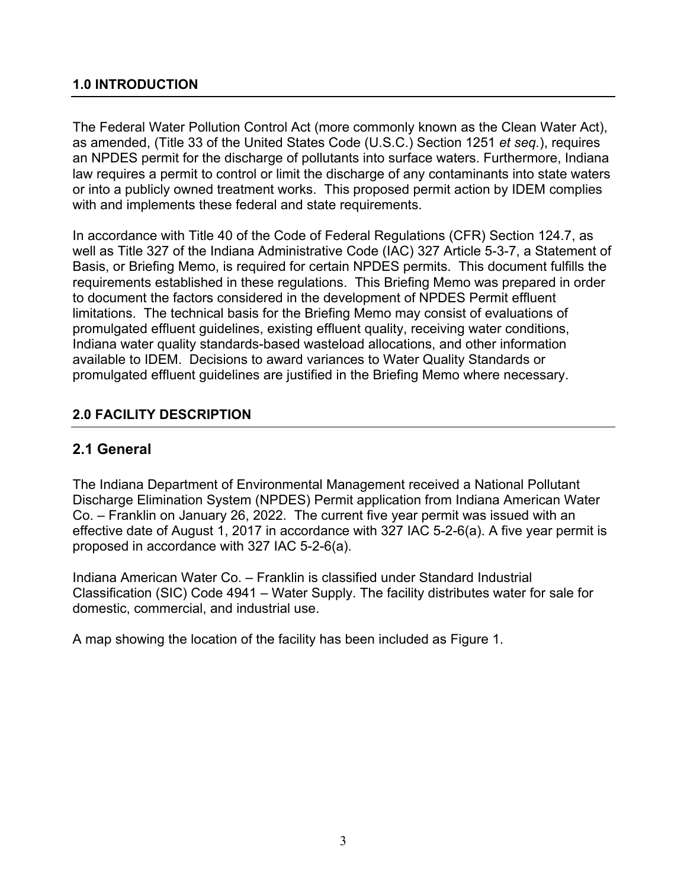## 1.0 INTRODUCTION

The Federal Water Pollution Control Act (more commonly known as the Clean Water Act), as amended, (Title 33 of the United States Code (U.S.C.) Section 1251 *et seq.*), requires an NPDES permit for the discharge of pollutants into surface waters. Furthermore, Indiana law requires a permit to control or limit the discharge of any contaminants into state waters or into a publicly owned treatment works. This proposed permit action by IDEM complies with and implements these federal and state requirements.

In accordance with Title 40 of the Code of Federal Regulations (CFR) Section 124.7, as well as Title 327 of the Indiana Administrative Code (IAC) 327 Article 5-3-7, a Statement of Basis, or Briefing Memo, is required for certain NPDES permits. This document fulfills the requirements established in these regulations. This Briefing Memo was prepared in order to document the factors considered in the development of NPDES Permit effluent limitations. The technical basis for the Briefing Memo may consist of evaluations of promulgated effluent guidelines, existing effluent quality, receiving water conditions, Indiana water quality standards-based wasteload allocations, and other information available to IDEM. Decisions to award variances to Water Quality Standards or promulgated effluent guidelines are justified in the Briefing Memo where necessary.

## 2.0 FACILITY DESCRIPTION

### 2.1 General

The Indiana Department of Environmental Management received a National Pollutant Discharge Elimination System (NPDES) Permit application from Indiana American Water Co. – Franklin on January 26, 2022. The current five year permit was issued with an effective date of August 1, 2017 in accordance with 327 IAC 5-2-6(a). A five year permit is proposed in accordance with 327 IAC 5-2-6(a).

Indiana American Water Co. – Franklin is classified under Standard Industrial Classification (SIC) Code 4941 – Water Supply. The facility distributes water for sale for domestic, commercial, and industrial use.

A map showing the location of the facility has been included as Figure 1.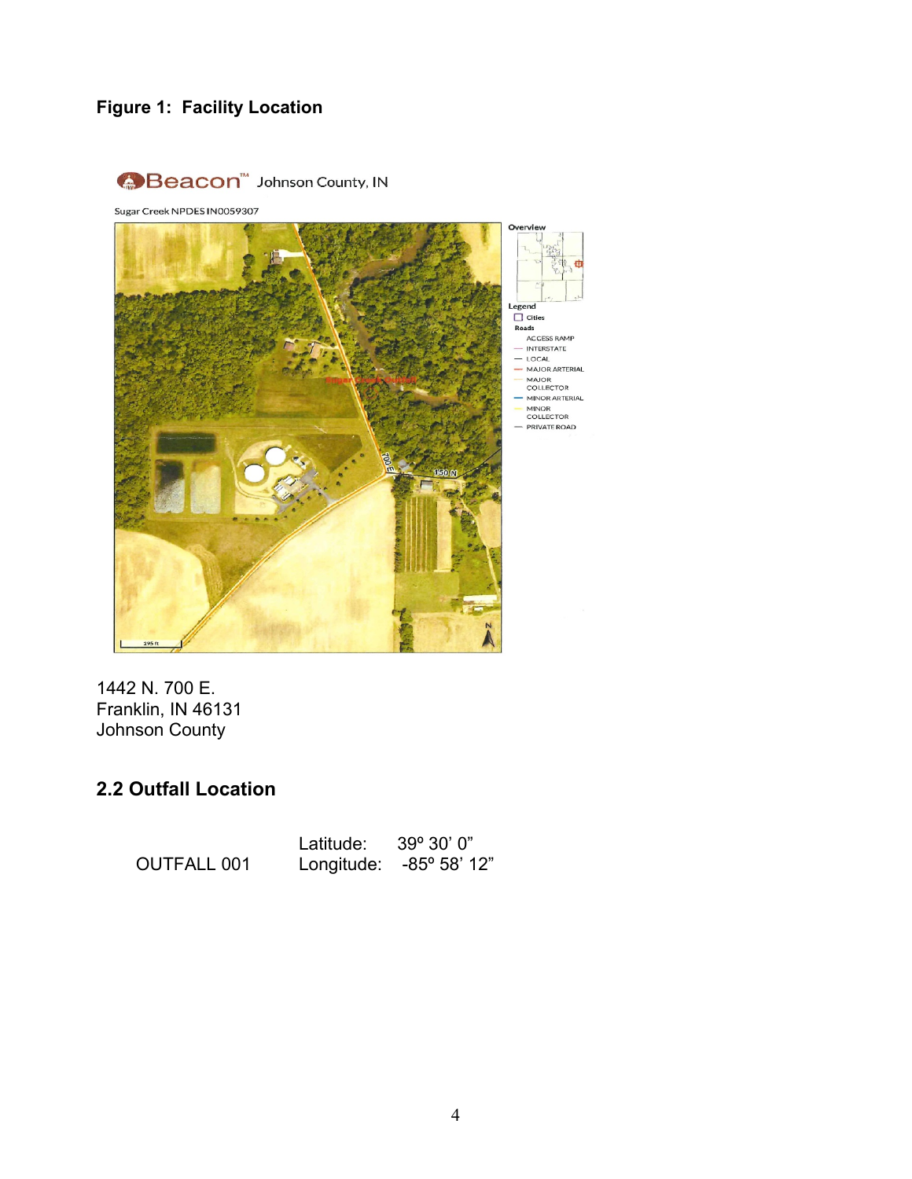**Figure 1: Facility Location**

1442 N. 700 E.
Franklin, IN 46131
Johnson County

## 2.2 Outfall Location

| | | |
|---|---|---|
| OUTFALL 001 | Latitude: | 39º 30’ 0” |
| | Longitude: | -85º 58’ 12” |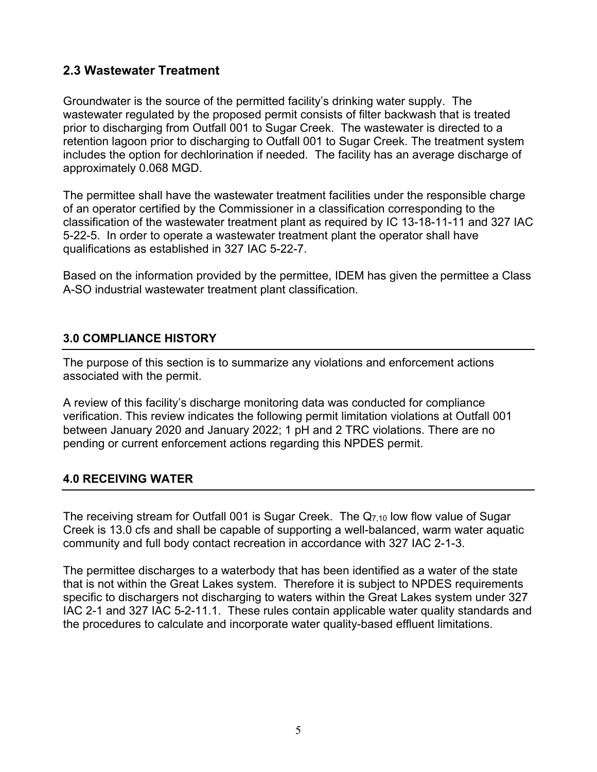### 2.3 Wastewater Treatment

Groundwater is the source of the permitted facility's drinking water supply. The wastewater regulated by the proposed permit consists of filter backwash that is treated prior to discharging from Outfall 001 to Sugar Creek. The wastewater is directed to a retention lagoon prior to discharging to Outfall 001 to Sugar Creek. The treatment system includes the option for dechlorination if needed. The facility has an average discharge of approximately 0.068 MGD.

The permittee shall have the wastewater treatment facilities under the responsible charge of an operator certified by the Commissioner in a classification corresponding to the classification of the wastewater treatment plant as required by IC 13-18-11-11 and 327 IAC 5-22-5. In order to operate a wastewater treatment plant the operator shall have qualifications as established in 327 IAC 5-22-7.

Based on the information provided by the permittee, IDEM has given the permittee a Class A-SO industrial wastewater treatment plant classification.

## 3.0 COMPLIANCE HISTORY

The purpose of this section is to summarize any violations and enforcement actions associated with the permit.

A review of this facility's discharge monitoring data was conducted for compliance verification. This review indicates the following permit limitation violations at Outfall 001 between January 2020 and January 2022; 1 pH and 2 TRC violations. There are no pending or current enforcement actions regarding this NPDES permit.

## 4.0 RECEIVING WATER

The receiving stream for Outfall 001 is Sugar Creek. The $Q_{7,10}$ low flow value of Sugar Creek is 13.0 cfs and shall be capable of supporting a well-balanced, warm water aquatic community and full body contact recreation in accordance with 327 IAC 2-1-3.

The permittee discharges to a waterbody that has been identified as a water of the state that is not within the Great Lakes system. Therefore it is subject to NPDES requirements specific to dischargers not discharging to waters within the Great Lakes system under 327 IAC 2-1 and 327 IAC 5-2-11.1. These rules contain applicable water quality standards and the procedures to calculate and incorporate water quality-based effluent limitations.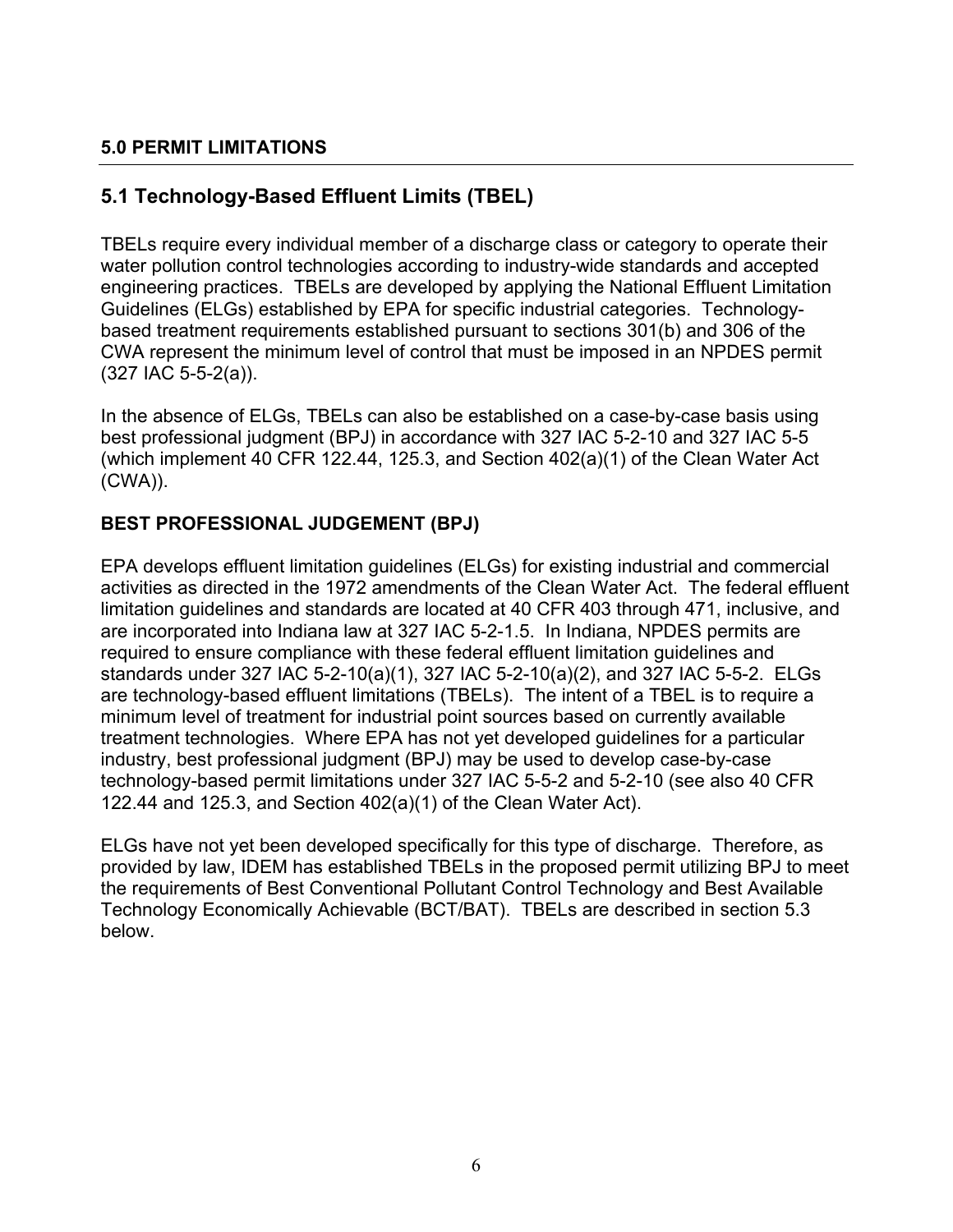## 5.0 PERMIT LIMITATIONS

### 5.1 Technology-Based Effluent Limits (TBEL)

TBELs require every individual member of a discharge class or category to operate their water pollution control technologies according to industry-wide standards and accepted engineering practices. TBELs are developed by applying the National Effluent Limitation Guidelines (ELGs) established by EPA for specific industrial categories. Technology-based treatment requirements established pursuant to sections 301(b) and 306 of the CWA represent the minimum level of control that must be imposed in an NPDES permit (327 IAC 5-5-2(a)).

In the absence of ELGs, TBELs can also be established on a case-by-case basis using best professional judgment (BPJ) in accordance with 327 IAC 5-2-10 and 327 IAC 5-5 (which implement 40 CFR 122.44, 125.3, and Section 402(a)(1) of the Clean Water Act (CWA)).

**BEST PROFESSIONAL JUDGEMENT (BPJ)**

EPA develops effluent limitation guidelines (ELGs) for existing industrial and commercial activities as directed in the 1972 amendments of the Clean Water Act. The federal effluent limitation guidelines and standards are located at 40 CFR 403 through 471, inclusive, and are incorporated into Indiana law at 327 IAC 5-2-1.5. In Indiana, NPDES permits are required to ensure compliance with these federal effluent limitation guidelines and standards under 327 IAC 5-2-10(a)(1), 327 IAC 5-2-10(a)(2), and 327 IAC 5-5-2. ELGs are technology-based effluent limitations (TBELs). The intent of a TBEL is to require a minimum level of treatment for industrial point sources based on currently available treatment technologies. Where EPA has not yet developed guidelines for a particular industry, best professional judgment (BPJ) may be used to develop case-by-case technology-based permit limitations under 327 IAC 5-5-2 and 5-2-10 (see also 40 CFR 122.44 and 125.3, and Section 402(a)(1) of the Clean Water Act).

ELGs have not yet been developed specifically for this type of discharge. Therefore, as provided by law, IDEM has established TBELs in the proposed permit utilizing BPJ to meet the requirements of Best Conventional Pollutant Control Technology and Best Available Technology Economically Achievable (BCT/BAT). TBELs are described in section 5.3 below.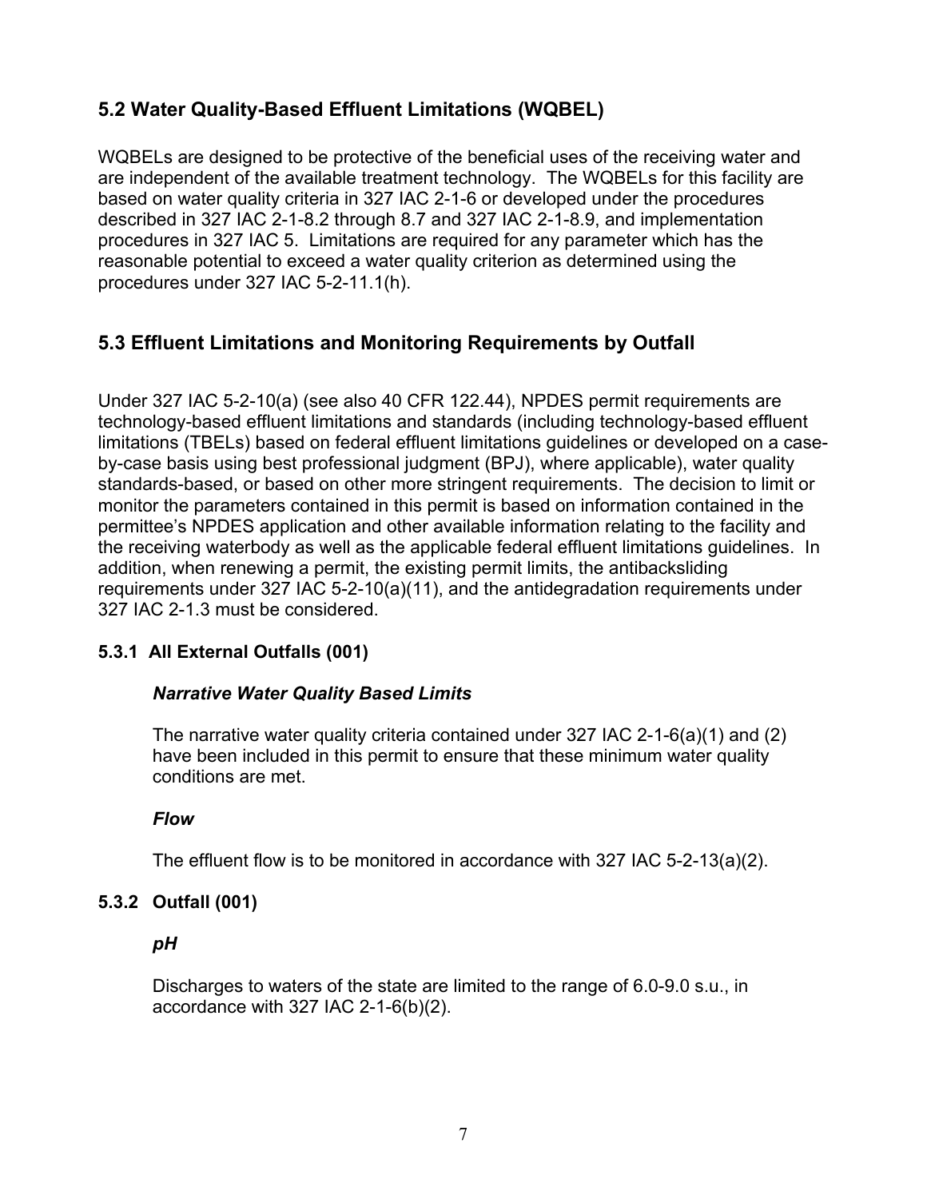## 5.2 Water Quality-Based Effluent Limitations (WQBEL)

WQBELs are designed to be protective of the beneficial uses of the receiving water and are independent of the available treatment technology. The WQBELs for this facility are based on water quality criteria in 327 IAC 2-1-6 or developed under the procedures described in 327 IAC 2-1-8.2 through 8.7 and 327 IAC 2-1-8.9, and implementation procedures in 327 IAC 5. Limitations are required for any parameter which has the reasonable potential to exceed a water quality criterion as determined using the procedures under 327 IAC 5-2-11.1(h).

## 5.3 Effluent Limitations and Monitoring Requirements by Outfall

Under 327 IAC 5-2-10(a) (see also 40 CFR 122.44), NPDES permit requirements are technology-based effluent limitations and standards (including technology-based effluent limitations (TBELs) based on federal effluent limitations guidelines or developed on a case-by-case basis using best professional judgment (BPJ), where applicable), water quality standards-based, or based on other more stringent requirements. The decision to limit or monitor the parameters contained in this permit is based on information contained in the permittee's NPDES application and other available information relating to the facility and the receiving waterbody as well as the applicable federal effluent limitations guidelines. In addition, when renewing a permit, the existing permit limits, the antibacksliding requirements under 327 IAC 5-2-10(a)(11), and the antidegradation requirements under 327 IAC 2-1.3 must be considered.

### 5.3.1 All External Outfalls (001)

***Narrative Water Quality Based Limits***

The narrative water quality criteria contained under 327 IAC 2-1-6(a)(1) and (2) have been included in this permit to ensure that these minimum water quality conditions are met.

***Flow***

The effluent flow is to be monitored in accordance with 327 IAC 5-2-13(a)(2).

### 5.3.2 Outfall (001)

***pH***

Discharges to waters of the state are limited to the range of 6.0-9.0 s.u., in accordance with 327 IAC 2-1-6(b)(2).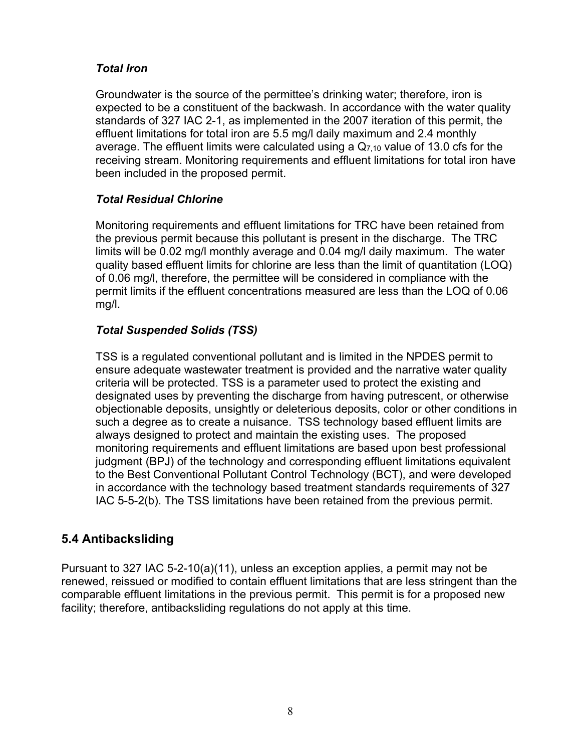***Total Iron***

Groundwater is the source of the permittee's drinking water; therefore, iron is expected to be a constituent of the backwash. In accordance with the water quality standards of 327 IAC 2-1, as implemented in the 2007 iteration of this permit, the effluent limitations for total iron are 5.5 mg/l daily maximum and 2.4 monthly average. The effluent limits were calculated using a $Q_{7,10}$ value of 13.0 cfs for the receiving stream. Monitoring requirements and effluent limitations for total iron have been included in the proposed permit.

***Total Residual Chlorine***

Monitoring requirements and effluent limitations for TRC have been retained from the previous permit because this pollutant is present in the discharge. The TRC limits will be 0.02 mg/l monthly average and 0.04 mg/l daily maximum. The water quality based effluent limits for chlorine are less than the limit of quantitation (LOQ) of 0.06 mg/l, therefore, the permittee will be considered in compliance with the permit limits if the effluent concentrations measured are less than the LOQ of 0.06 mg/l.

***Total Suspended Solids (TSS)***

TSS is a regulated conventional pollutant and is limited in the NPDES permit to ensure adequate wastewater treatment is provided and the narrative water quality criteria will be protected. TSS is a parameter used to protect the existing and designated uses by preventing the discharge from having putrescent, or otherwise objectionable deposits, unsightly or deleterious deposits, color or other conditions in such a degree as to create a nuisance. TSS technology based effluent limits are always designed to protect and maintain the existing uses. The proposed monitoring requirements and effluent limitations are based upon best professional judgment (BPJ) of the technology and corresponding effluent limitations equivalent to the Best Conventional Pollutant Control Technology (BCT), and were developed in accordance with the technology based treatment standards requirements of 327 IAC 5-5-2(b). The TSS limitations have been retained from the previous permit.

## 5.4 Antibacksliding

Pursuant to 327 IAC 5-2-10(a)(11), unless an exception applies, a permit may not be renewed, reissued or modified to contain effluent limitations that are less stringent than the comparable effluent limitations in the previous permit. This permit is for a proposed new facility; therefore, antibacksliding regulations do not apply at this time.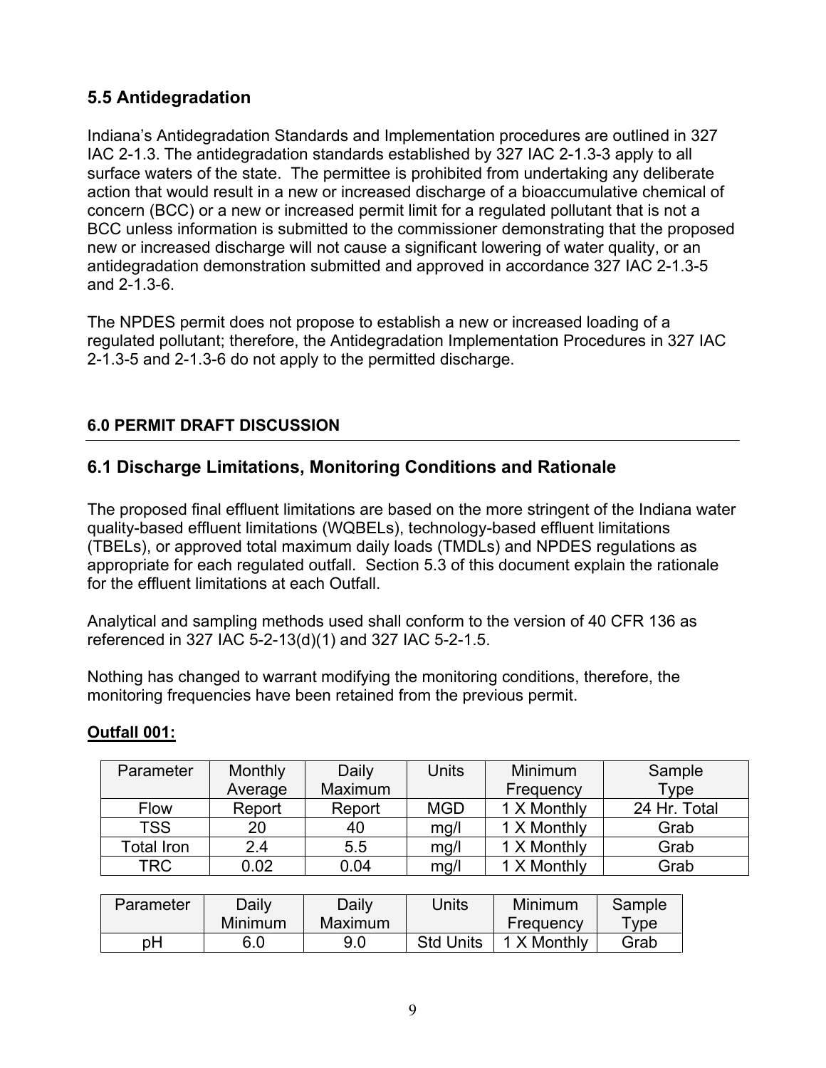## 5.5 Antidegradation

Indiana's Antidegradation Standards and Implementation procedures are outlined in 327 IAC 2-1.3. The antidegradation standards established by 327 IAC 2-1.3-3 apply to all surface waters of the state. The permittee is prohibited from undertaking any deliberate action that would result in a new or increased discharge of a bioaccumulative chemical of concern (BCC) or a new or increased permit limit for a regulated pollutant that is not a BCC unless information is submitted to the commissioner demonstrating that the proposed new or increased discharge will not cause a significant lowering of water quality, or an antidegradation demonstration submitted and approved in accordance 327 IAC 2-1.3-5 and 2-1.3-6.

The NPDES permit does not propose to establish a new or increased loading of a regulated pollutant; therefore, the Antidegradation Implementation Procedures in 327 IAC 2-1.3-5 and 2-1.3-6 do not apply to the permitted discharge.

# 6.0 PERMIT DRAFT DISCUSSION

## 6.1 Discharge Limitations, Monitoring Conditions and Rationale

The proposed final effluent limitations are based on the more stringent of the Indiana water quality-based effluent limitations (WQBELs), technology-based effluent limitations (TBELs), or approved total maximum daily loads (TMDLs) and NPDES regulations as appropriate for each regulated outfall. Section 5.3 of this document explain the rationale for the effluent limitations at each Outfall.

Analytical and sampling methods used shall conform to the version of 40 CFR 136 as referenced in 327 IAC 5-2-13(d)(1) and 327 IAC 5-2-1.5.

Nothing has changed to warrant modifying the monitoring conditions, therefore, the monitoring frequencies have been retained from the previous permit.

**Outfall 001:**

| Parameter | Monthly Average | Daily Maximum | Units | Minimum Frequency | Sample Type |
|---|---|---|---|---|---|
| Flow | Report | Report | MGD | 1 X Monthly | 24 Hr. Total |
| TSS | 20 | 40 | mg/l | 1 X Monthly | Grab |
| Total Iron | 2.4 | 5.5 | mg/l | 1 X Monthly | Grab |
| TRC | 0.02 | 0.04 | mg/l | 1 X Monthly | Grab |

| Parameter | Daily Minimum | Daily Maximum | Units | Minimum Frequency | Sample Type |
|---|---|---|---|---|---|
| pH | 6.0 | 9.0 | Std Units | 1 X Monthly | Grab |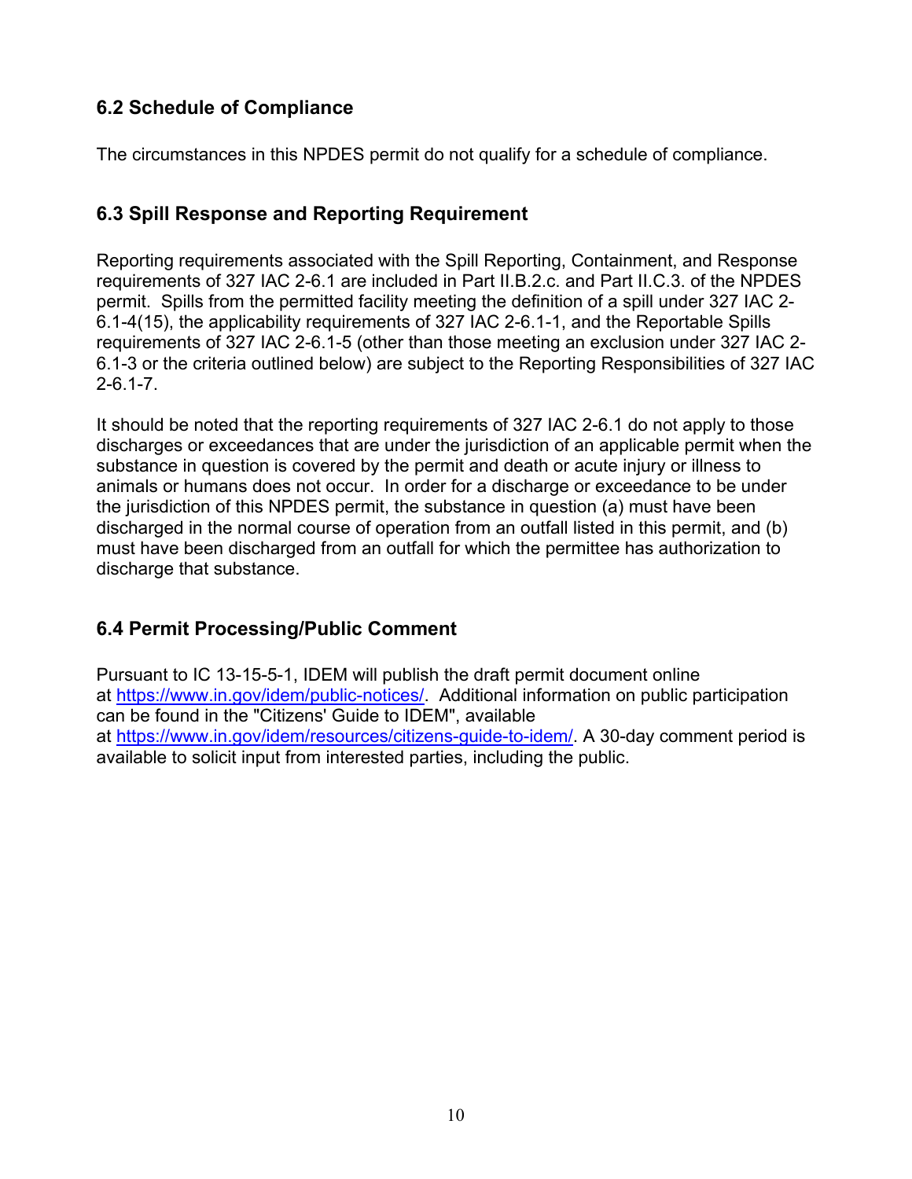### 6.2 Schedule of Compliance

The circumstances in this NPDES permit do not qualify for a schedule of compliance.

### 6.3 Spill Response and Reporting Requirement

Reporting requirements associated with the Spill Reporting, Containment, and Response requirements of 327 IAC 2-6.1 are included in Part II.B.2.c. and Part II.C.3. of the NPDES permit. Spills from the permitted facility meeting the definition of a spill under 327 IAC 2-6.1-4(15), the applicability requirements of 327 IAC 2-6.1-1, and the Reportable Spills requirements of 327 IAC 2-6.1-5 (other than those meeting an exclusion under 327 IAC 2-6.1-3 or the criteria outlined below) are subject to the Reporting Responsibilities of 327 IAC 2-6.1-7.

It should be noted that the reporting requirements of 327 IAC 2-6.1 do not apply to those discharges or exceedances that are under the jurisdiction of an applicable permit when the substance in question is covered by the permit and death or acute injury or illness to animals or humans does not occur. In order for a discharge or exceedance to be under the jurisdiction of this NPDES permit, the substance in question (a) must have been discharged in the normal course of operation from an outfall listed in this permit, and (b) must have been discharged from an outfall for which the permittee has authorization to discharge that substance.

### 6.4 Permit Processing/Public Comment

Pursuant to IC 13-15-5-1, IDEM will publish the draft permit document online at https://www.in.gov/idem/public-notices/. Additional information on public participation can be found in the "Citizens' Guide to IDEM", available at https://www.in.gov/idem/resources/citizens-guide-to-idem/. A 30-day comment period is available to solicit input from interested parties, including the public.